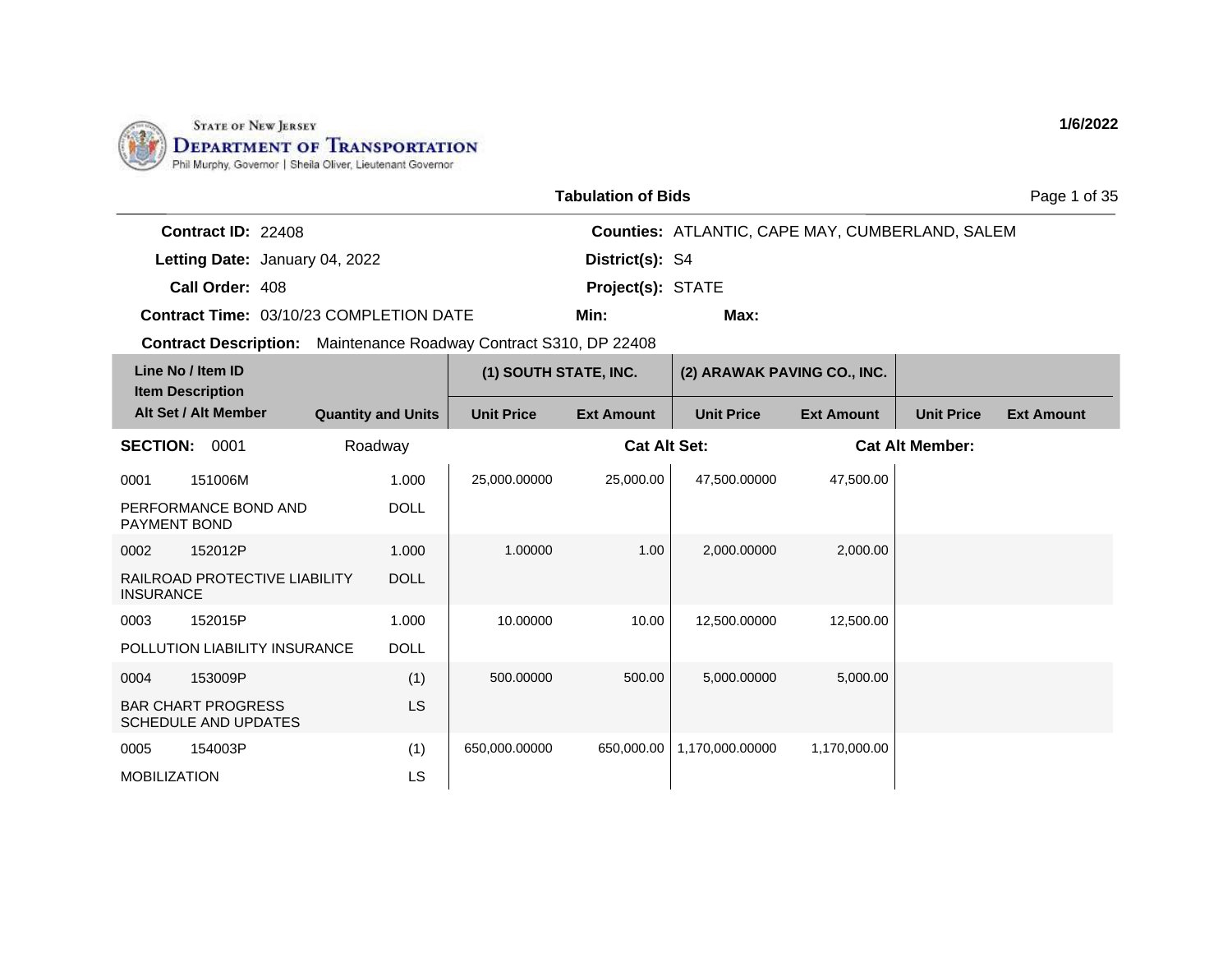STATE OF NEW JERSEY
**DEPARTMENT OF TRANSPORTATION**
Phil Murphy, Governor | Sheila Oliver, Lieutenant Governor

1/6/2022

## Tabulation of Bids

**Contract ID:** 22408
**Letting Date:** January 04, 2022
**Call Order:** 408
**Contract Time:** 03/10/23 COMPLETION DATE
**Contract Description:** Maintenance Roadway Contract S310, DP 22408

**Counties:** ATLANTIC, CAPE MAY, CUMBERLAND, SALEM
**District(s):** S4
**Project(s):** STATE
**Min:**
**Max:**

| Line No / Item ID / Item Description / Alt Set / Alt Member | Quantity and Units | (1) SOUTH STATE, INC. Unit Price | (1) SOUTH STATE, INC. Ext Amount | (2) ARAWAK PAVING CO., INC. Unit Price | (2) ARAWAK PAVING CO., INC. Ext Amount | Unit Price | Ext Amount |
|---|---|---|---|---|---|---|---|
| **SECTION: 0001** Roadway | | **Cat Alt Set:** | | | **Cat Alt Member:** | | |
| 0001 151006M PERFORMANCE BOND AND PAYMENT BOND | 1.000 DOLL | 25,000.00000 | 25,000.00 | 47,500.00000 | 47,500.00 | | |
| 0002 152012P RAILROAD PROTECTIVE LIABILITY INSURANCE | 1.000 DOLL | 1.00000 | 1.00 | 2,000.00000 | 2,000.00 | | |
| 0003 152015P POLLUTION LIABILITY INSURANCE | 1.000 DOLL | 10.00000 | 10.00 | 12,500.00000 | 12,500.00 | | |
| 0004 153009P BAR CHART PROGRESS SCHEDULE AND UPDATES | (1) LS | 500.00000 | 500.00 | 5,000.00000 | 5,000.00 | | |
| 0005 154003P MOBILIZATION | (1) LS | 650,000.00000 | 650,000.00 | 1,170,000.00000 | 1,170,000.00 | | |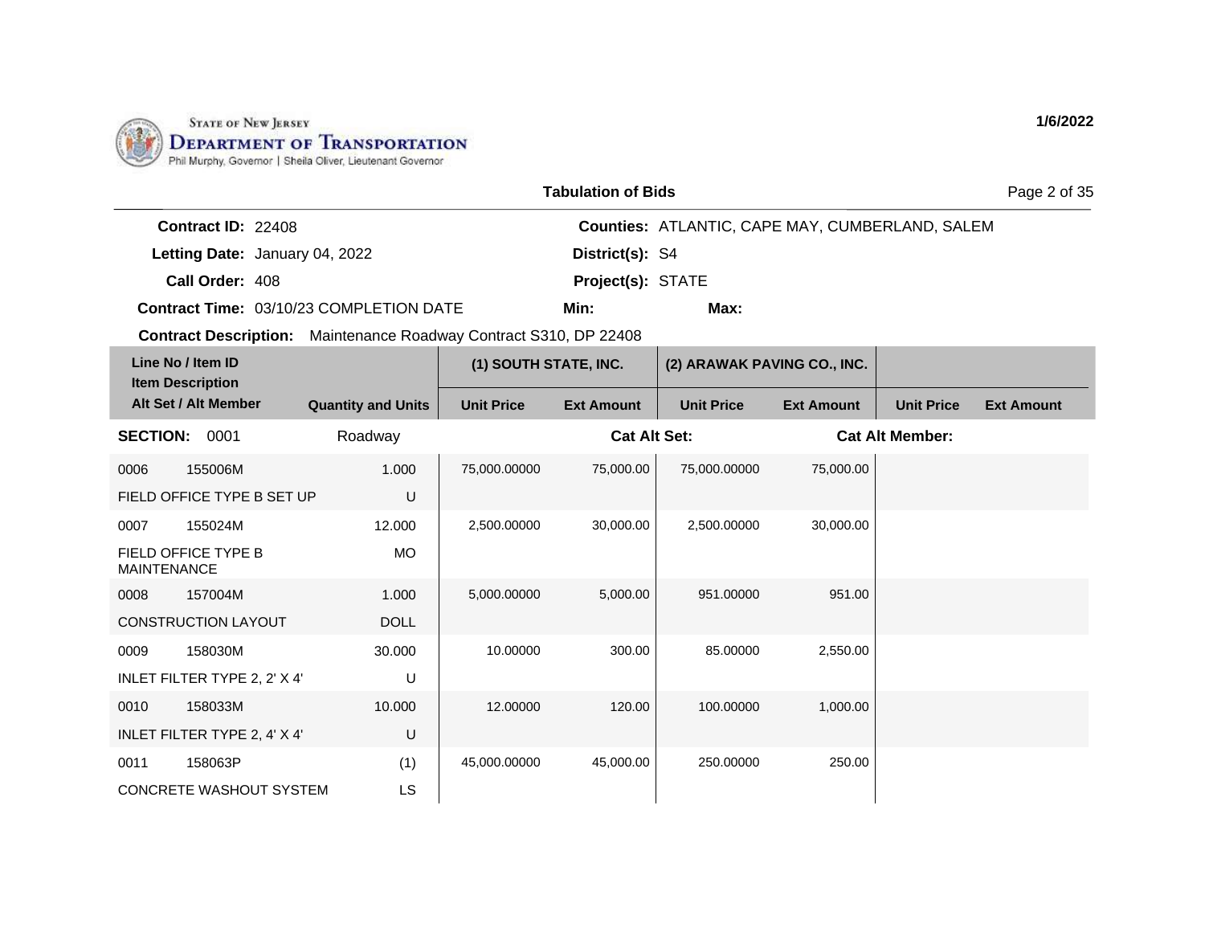State of New Jersey
Department of Transportation
Phil Murphy, Governor | Sheila Oliver, Lieutenant Governor

1/6/2022

## Tabulation of Bids

**Contract ID:** 22408
**Letting Date:** January 04, 2022
**Call Order:** 408
**Contract Time:** 03/10/23 COMPLETION DATE
**Contract Description:** Maintenance Roadway Contract S310, DP 22408

**Counties:** ATLANTIC, CAPE MAY, CUMBERLAND, SALEM
**District(s):** S4
**Project(s):** STATE
**Min:**
**Max:**

| Line No / Item ID<br>Item Description<br>Alt Set / Alt Member | Quantity and Units | (1) SOUTH STATE, INC. Unit Price | (1) SOUTH STATE, INC. Ext Amount | (2) ARAWAK PAVING CO., INC. Unit Price | (2) ARAWAK PAVING CO., INC. Ext Amount | Unit Price | Ext Amount |
|---|---|---|---|---|---|---|---|
| **SECTION:** 0001 | Roadway | | **Cat Alt Set:** | | **Cat Alt Member:** | | |
| 0006 155006M<br>FIELD OFFICE TYPE B SET UP | 1.000<br>U | 75,000.00000 | 75,000.00 | 75,000.00000 | 75,000.00 | | |
| 0007 155024M<br>FIELD OFFICE TYPE B MAINTENANCE | 12.000<br>MO | 2,500.00000 | 30,000.00 | 2,500.00000 | 30,000.00 | | |
| 0008 157004M<br>CONSTRUCTION LAYOUT | 1.000<br>DOLL | 5,000.00000 | 5,000.00 | 951.00000 | 951.00 | | |
| 0009 158030M<br>INLET FILTER TYPE 2, 2' X 4' | 30.000<br>U | 10.00000 | 300.00 | 85.00000 | 2,550.00 | | |
| 0010 158033M<br>INLET FILTER TYPE 2, 4' X 4' | 10.000<br>U | 12.00000 | 120.00 | 100.00000 | 1,000.00 | | |
| 0011 158063P<br>CONCRETE WASHOUT SYSTEM | (1)<br>LS | 45,000.00000 | 45,000.00 | 250.00000 | 250.00 | | |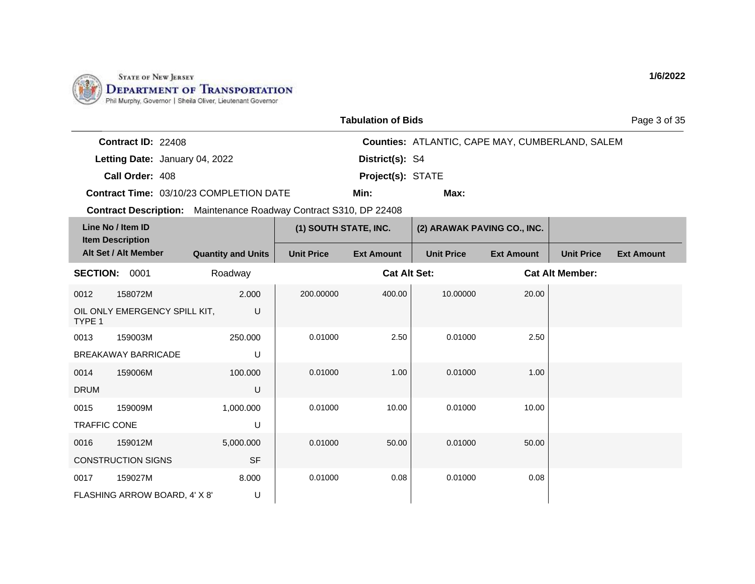STATE OF NEW JERSEY
**DEPARTMENT OF TRANSPORTATION**
Phil Murphy, Governor | Sheila Oliver, Lieutenant Governor

**1/6/2022**

## Tabulation of Bids

**Contract ID:** 22408
**Letting Date:** January 04, 2022
**Call Order:** 408
**Contract Time:** 03/10/23 COMPLETION DATE
**Contract Description:** Maintenance Roadway Contract S310, DP 22408

**Counties:** ATLANTIC, CAPE MAY, CUMBERLAND, SALEM
**District(s):** S4
**Project(s):** STATE
**Min:**
**Max:**

| Line No / Item ID / Item Description / Alt Set / Alt Member | Quantity and Units | (1) SOUTH STATE, INC. Unit Price | (1) SOUTH STATE, INC. Ext Amount | (2) ARAWAK PAVING CO., INC. Unit Price | (2) ARAWAK PAVING CO., INC. Ext Amount | Unit Price | Ext Amount |
|---|---|---|---|---|---|---|---|
| **SECTION: 0001** | Roadway | | **Cat Alt Set:** | | **Cat Alt Member:** | | |
| 0012 158072M OIL ONLY EMERGENCY SPILL KIT, TYPE 1 | 2.000 U | 200.00000 | 400.00 | 10.00000 | 20.00 | | |
| 0013 159003M BREAKAWAY BARRICADE | 250.000 U | 0.01000 | 2.50 | 0.01000 | 2.50 | | |
| 0014 159006M DRUM | 100.000 U | 0.01000 | 1.00 | 0.01000 | 1.00 | | |
| 0015 159009M TRAFFIC CONE | 1,000.000 U | 0.01000 | 10.00 | 0.01000 | 10.00 | | |
| 0016 159012M CONSTRUCTION SIGNS | 5,000.000 SF | 0.01000 | 50.00 | 0.01000 | 50.00 | | |
| 0017 159027M FLASHING ARROW BOARD, 4' X 8' | 8.000 U | 0.01000 | 0.08 | 0.01000 | 0.08 | | |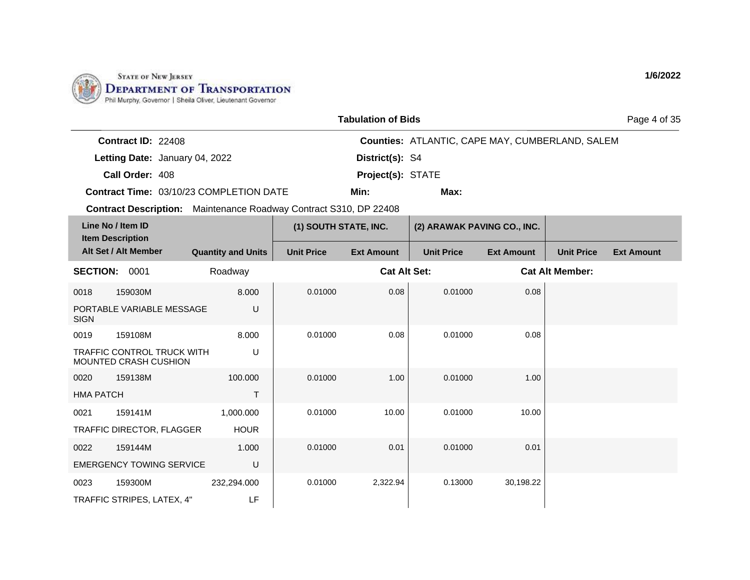STATE OF NEW JERSEY
DEPARTMENT OF TRANSPORTATION
Phil Murphy, Governor | Sheila Oliver, Lieutenant Governor

1/6/2022

## Tabulation of Bids

**Contract ID:** 22408
**Letting Date:** January 04, 2022
**Call Order:** 408
**Contract Time:** 03/10/23 COMPLETION DATE
**Contract Description:** Maintenance Roadway Contract S310, DP 22408

**Counties:** ATLANTIC, CAPE MAY, CUMBERLAND, SALEM
**District(s):** S4
**Project(s):** STATE
**Min:**
**Max:**

| Line No / Item ID / Item Description / Alt Set / Alt Member | | Quantity and Units | (1) SOUTH STATE, INC. Unit Price | (1) SOUTH STATE, INC. Ext Amount | (2) ARAWAK PAVING CO., INC. Unit Price | (2) ARAWAK PAVING CO., INC. Ext Amount | Unit Price | Ext Amount |
|---|---|---|---|---|---|---|---|---|
| **SECTION:** 0001 | | Roadway | | **Cat Alt Set:** | | **Cat Alt Member:** | | |
| 0018 | 159030M | 8.000 | 0.01000 | 0.08 | 0.01000 | 0.08 | | |
| PORTABLE VARIABLE MESSAGE SIGN | | U | | | | | | |
| 0019 | 159108M | 8.000 | 0.01000 | 0.08 | 0.01000 | 0.08 | | |
| TRAFFIC CONTROL TRUCK WITH MOUNTED CRASH CUSHION | | U | | | | | | |
| 0020 | 159138M | 100.000 | 0.01000 | 1.00 | 0.01000 | 1.00 | | |
| HMA PATCH | | T | | | | | | |
| 0021 | 159141M | 1,000.000 | 0.01000 | 10.00 | 0.01000 | 10.00 | | |
| TRAFFIC DIRECTOR, FLAGGER | | HOUR | | | | | | |
| 0022 | 159144M | 1.000 | 0.01000 | 0.01 | 0.01000 | 0.01 | | |
| EMERGENCY TOWING SERVICE | | U | | | | | | |
| 0023 | 159300M | 232,294.000 | 0.01000 | 2,322.94 | 0.13000 | 30,198.22 | | |
| TRAFFIC STRIPES, LATEX, 4" | | LF | | | | | | |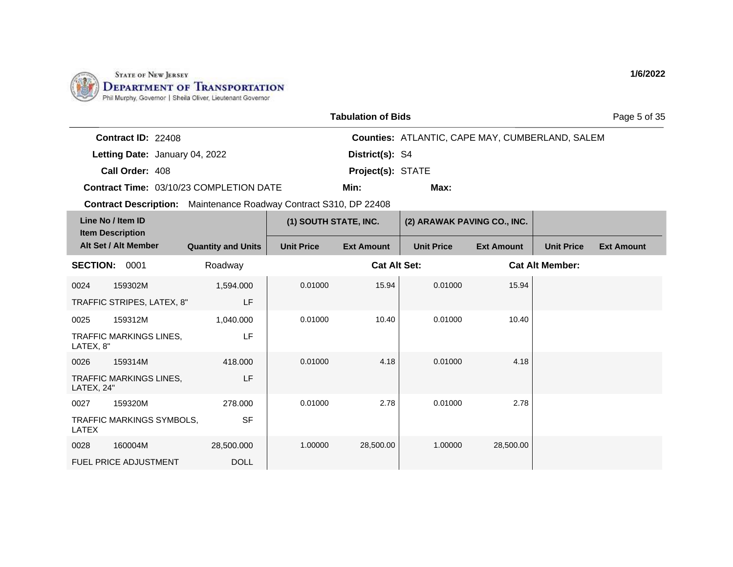STATE OF NEW JERSEY
DEPARTMENT OF TRANSPORTATION
Phil Murphy, Governor | Sheila Oliver, Lieutenant Governor

1/6/2022

## Tabulation of Bids

**Contract ID:** 22408
**Letting Date:** January 04, 2022
**Call Order:** 408
**Contract Time:** 03/10/23 COMPLETION DATE
**Contract Description:** Maintenance Roadway Contract S310, DP 22408

**Counties:** ATLANTIC, CAPE MAY, CUMBERLAND, SALEM
**District(s):** S4
**Project(s):** STATE
**Min:**
**Max:**

| Line No / Item ID / Item Description / Alt Set / Alt Member | Quantity and Units | (1) SOUTH STATE, INC. Unit Price | (1) SOUTH STATE, INC. Ext Amount | (2) ARAWAK PAVING CO., INC. Unit Price | (2) ARAWAK PAVING CO., INC. Ext Amount | Unit Price | Ext Amount |
|---|---|---|---|---|---|---|---|
| **SECTION:** 0001 | Roadway | | **Cat Alt Set:** | | | **Cat Alt Member:** | |
| 0024 159302M | 1,594.000 | 0.01000 | 15.94 | 0.01000 | 15.94 | | |
| TRAFFIC STRIPES, LATEX, 8" | LF | | | | | | |
| 0025 159312M | 1,040.000 | 0.01000 | 10.40 | 0.01000 | 10.40 | | |
| TRAFFIC MARKINGS LINES, LATEX, 8" | LF | | | | | | |
| 0026 159314M | 418.000 | 0.01000 | 4.18 | 0.01000 | 4.18 | | |
| TRAFFIC MARKINGS LINES, LATEX, 24" | LF | | | | | | |
| 0027 159320M | 278.000 | 0.01000 | 2.78 | 0.01000 | 2.78 | | |
| TRAFFIC MARKINGS SYMBOLS, LATEX | SF | | | | | | |
| 0028 160004M | 28,500.000 | 1.00000 | 28,500.00 | 1.00000 | 28,500.00 | | |
| FUEL PRICE ADJUSTMENT | DOLL | | | | | | |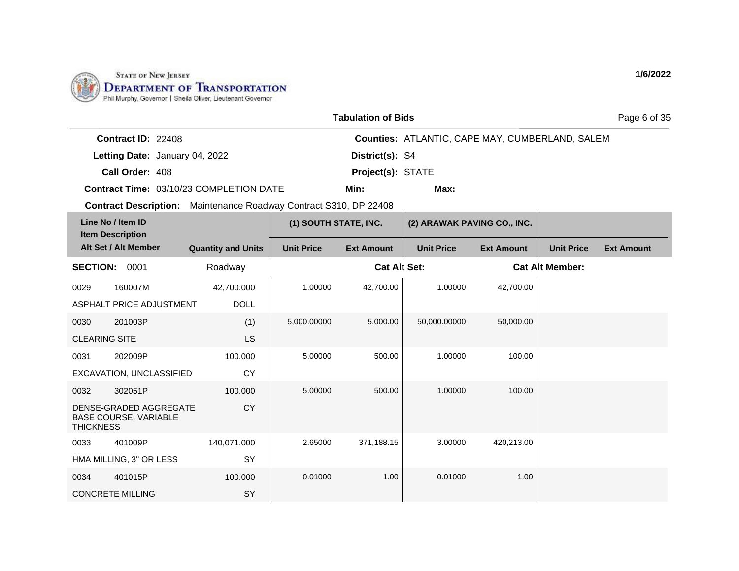STATE OF NEW JERSEY
DEPARTMENT OF TRANSPORTATION
Phil Murphy, Governor | Sheila Oliver, Lieutenant Governor

1/6/2022

## Tabulation of Bids

**Contract ID:** 22408
**Letting Date:** January 04, 2022
**Call Order:** 408
**Contract Time:** 03/10/23 COMPLETION DATE
**Contract Description:** Maintenance Roadway Contract S310, DP 22408

**Counties:** ATLANTIC, CAPE MAY, CUMBERLAND, SALEM
**District(s):** S4
**Project(s):** STATE
**Min:**
**Max:**

| Line No / Item ID / Item Description / Alt Set / Alt Member | | Quantity and Units | (1) SOUTH STATE, INC. | | (2) ARAWAK PAVING CO., INC. | | | |
|---|---|---|---|---|---|---|---|---|
| | | | Unit Price | Ext Amount | Unit Price | Ext Amount | Unit Price | Ext Amount |
| **SECTION:** | 0001 | Roadway | | **Cat Alt Set:** | | **Cat Alt Member:** | | |
| 0029 | 160007M | 42,700.000 | 1.00000 | 42,700.00 | 1.00000 | 42,700.00 | | |
| ASPHALT PRICE ADJUSTMENT | | DOLL | | | | | | |
| 0030 | 201003P | (1) | 5,000.00000 | 5,000.00 | 50,000.00000 | 50,000.00 | | |
| CLEARING SITE | | LS | | | | | | |
| 0031 | 202009P | 100.000 | 5.00000 | 500.00 | 1.00000 | 100.00 | | |
| EXCAVATION, UNCLASSIFIED | | CY | | | | | | |
| 0032 | 302051P | 100.000 | 5.00000 | 500.00 | 1.00000 | 100.00 | | |
| DENSE-GRADED AGGREGATE BASE COURSE, VARIABLE THICKNESS | | CY | | | | | | |
| 0033 | 401009P | 140,071.000 | 2.65000 | 371,188.15 | 3.00000 | 420,213.00 | | |
| HMA MILLING, 3" OR LESS | | SY | | | | | | |
| 0034 | 401015P | 100.000 | 0.01000 | 1.00 | 0.01000 | 1.00 | | |
| CONCRETE MILLING | | SY | | | | | | |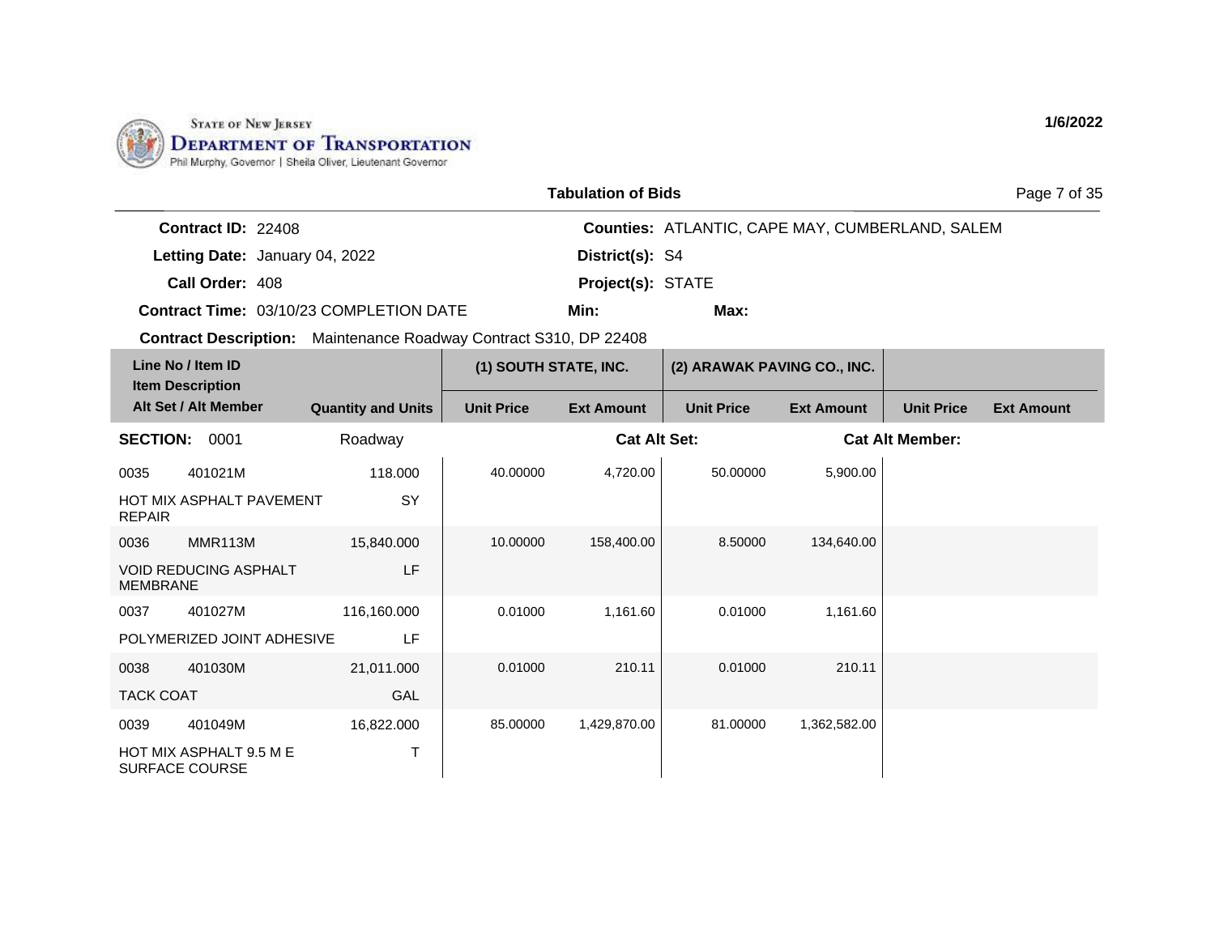STATE OF NEW JERSEY
DEPARTMENT OF TRANSPORTATION
Phil Murphy, Governor | Sheila Oliver, Lieutenant Governor

1/6/2022

## Tabulation of Bids

**Contract ID:** 22408
**Letting Date:** January 04, 2022
**Call Order:** 408
**Contract Time:** 03/10/23 COMPLETION DATE
**Contract Description:** Maintenance Roadway Contract S310, DP 22408

**Counties:** ATLANTIC, CAPE MAY, CUMBERLAND, SALEM
**District(s):** S4
**Project(s):** STATE
**Min:**
**Max:**

| Line No / Item ID / Item Description / Alt Set / Alt Member | Quantity and Units | (1) SOUTH STATE, INC. | | (2) ARAWAK PAVING CO., INC. | | | |
|---|---|---|---|---|---|---|---|
| | | Unit Price | Ext Amount | Unit Price | Ext Amount | Unit Price | Ext Amount |
| **SECTION: 0001** | Roadway | | Cat Alt Set: | | Cat Alt Member: | | |
| 0035 401021M HOT MIX ASPHALT PAVEMENT REPAIR | 118.000 SY | 40.00000 | 4,720.00 | 50.00000 | 5,900.00 | | |
| 0036 MMR113M VOID REDUCING ASPHALT MEMBRANE | 15,840.000 LF | 10.00000 | 158,400.00 | 8.50000 | 134,640.00 | | |
| 0037 401027M POLYMERIZED JOINT ADHESIVE | 116,160.000 LF | 0.01000 | 1,161.60 | 0.01000 | 1,161.60 | | |
| 0038 401030M TACK COAT | 21,011.000 GAL | 0.01000 | 210.11 | 0.01000 | 210.11 | | |
| 0039 401049M HOT MIX ASPHALT 9.5 M E SURFACE COURSE | 16,822.000 T | 85.00000 | 1,429,870.00 | 81.00000 | 1,362,582.00 | | |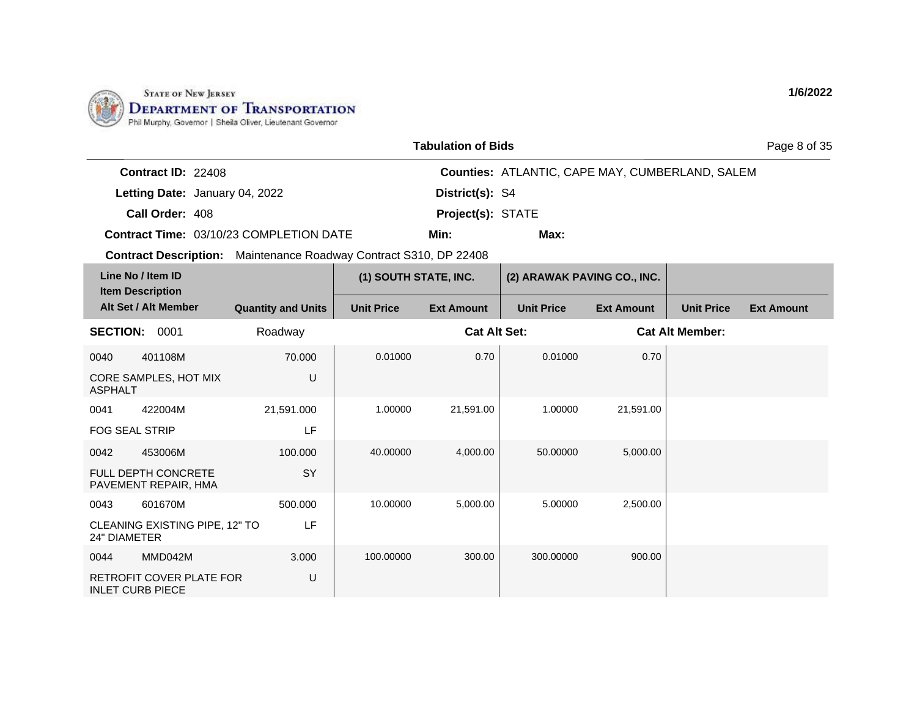State of New Jersey
**Department of Transportation**
Phil Murphy, Governor | Sheila Oliver, Lieutenant Governor

**1/6/2022**

## Tabulation of Bids

**Contract ID:** 22408
**Letting Date:** January 04, 2022
**Call Order:** 408
**Contract Time:** 03/10/23 COMPLETION DATE
**Contract Description:** Maintenance Roadway Contract S310, DP 22408

**Counties:** ATLANTIC, CAPE MAY, CUMBERLAND, SALEM
**District(s):** S4
**Project(s):** STATE
**Min:**
**Max:**

| Line No / Item ID / Item Description / Alt Set / Alt Member | Quantity and Units | (1) SOUTH STATE, INC. Unit Price | (1) SOUTH STATE, INC. Ext Amount | (2) ARAWAK PAVING CO., INC. Unit Price | (2) ARAWAK PAVING CO., INC. Ext Amount | Unit Price | Ext Amount |
|---|---|---|---|---|---|---|---|
| **SECTION: 0001** | Roadway | | **Cat Alt Set:** | | **Cat Alt Member:** | | |
| 0040 401108M CORE SAMPLES, HOT MIX ASPHALT | 70.000 U | 0.01000 | 0.70 | 0.01000 | 0.70 | | |
| 0041 422004M FOG SEAL STRIP | 21,591.000 LF | 1.00000 | 21,591.00 | 1.00000 | 21,591.00 | | |
| 0042 453006M FULL DEPTH CONCRETE PAVEMENT REPAIR, HMA | 100.000 SY | 40.00000 | 4,000.00 | 50.00000 | 5,000.00 | | |
| 0043 601670M CLEANING EXISTING PIPE, 12" TO 24" DIAMETER | 500.000 LF | 10.00000 | 5,000.00 | 5.00000 | 2,500.00 | | |
| 0044 MMD042M RETROFIT COVER PLATE FOR INLET CURB PIECE | 3.000 U | 100.00000 | 300.00 | 300.00000 | 900.00 | | |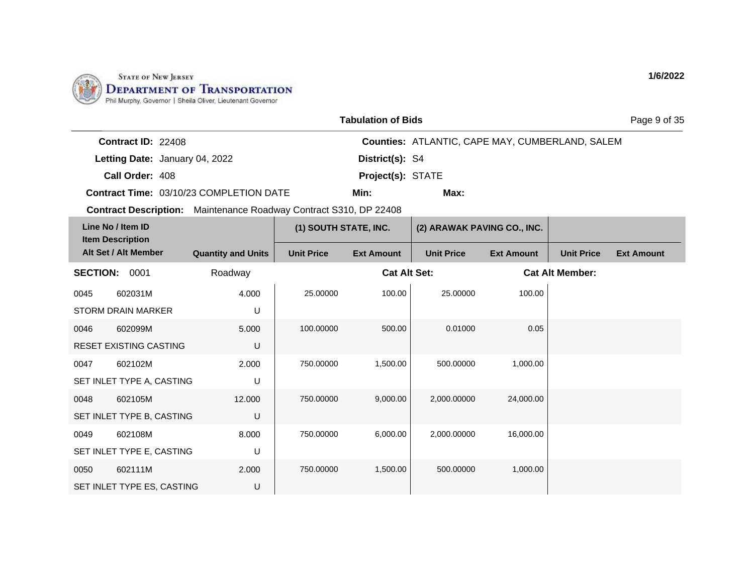STATE OF NEW JERSEY
**DEPARTMENT OF TRANSPORTATION**
Phil Murphy, Governor | Sheila Oliver, Lieutenant Governor

**1/6/2022**

## Tabulation of Bids

**Contract ID:** 22408
**Letting Date:** January 04, 2022
**Call Order:** 408
**Contract Time:** 03/10/23 COMPLETION DATE

**Counties:** ATLANTIC, CAPE MAY, CUMBERLAND, SALEM
**District(s):** S4
**Project(s):** STATE
**Min:**
**Max:**

**Contract Description:** Maintenance Roadway Contract S310, DP 22408

| Line No / Item ID / Item Description / Alt Set / Alt Member | Quantity and Units | (1) SOUTH STATE, INC. Unit Price | (1) SOUTH STATE, INC. Ext Amount | (2) ARAWAK PAVING CO., INC. Unit Price | (2) ARAWAK PAVING CO., INC. Ext Amount | Unit Price | Ext Amount |
|---|---|---|---|---|---|---|---|
| **SECTION:** 0001 | Roadway | | **Cat Alt Set:** | | **Cat Alt Member:** | | |
| 0045 602031M STORM DRAIN MARKER | 4.000 U | 25.00000 | 100.00 | 25.00000 | 100.00 | | |
| 0046 602099M RESET EXISTING CASTING | 5.000 U | 100.00000 | 500.00 | 0.01000 | 0.05 | | |
| 0047 602102M SET INLET TYPE A, CASTING | 2.000 U | 750.00000 | 1,500.00 | 500.00000 | 1,000.00 | | |
| 0048 602105M SET INLET TYPE B, CASTING | 12.000 U | 750.00000 | 9,000.00 | 2,000.00000 | 24,000.00 | | |
| 0049 602108M SET INLET TYPE E, CASTING | 8.000 U | 750.00000 | 6,000.00 | 2,000.00000 | 16,000.00 | | |
| 0050 602111M SET INLET TYPE ES, CASTING | 2.000 U | 750.00000 | 1,500.00 | 500.00000 | 1,000.00 | | |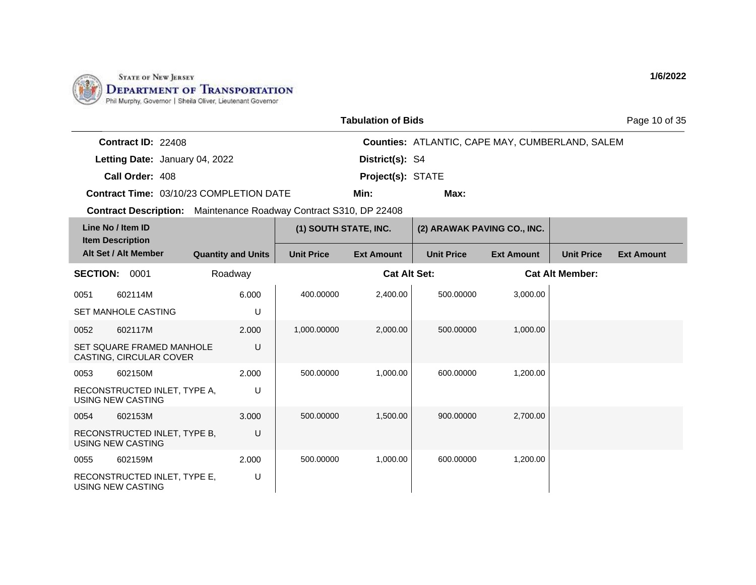STATE OF NEW JERSEY
**DEPARTMENT OF TRANSPORTATION**
Phil Murphy, Governor | Sheila Oliver, Lieutenant Governor

1/6/2022

**Tabulation of Bids**

**Contract ID:** 22408
**Letting Date:** January 04, 2022
**Call Order:** 408
**Contract Time:** 03/10/23 COMPLETION DATE
**Counties:** ATLANTIC, CAPE MAY, CUMBERLAND, SALEM
**District(s):** S4
**Project(s):** STATE
**Min:**
**Max:**
**Contract Description:** Maintenance Roadway Contract S310, DP 22408

| Line No / Item ID / Item Description / Alt Set / Alt Member | Quantity and Units | (1) SOUTH STATE, INC. Unit Price | (1) SOUTH STATE, INC. Ext Amount | (2) ARAWAK PAVING CO., INC. Unit Price | (2) ARAWAK PAVING CO., INC. Ext Amount | Unit Price | Ext Amount |
|---|---|---|---|---|---|---|---|
| **SECTION: 0001** Roadway | | **Cat Alt Set:** | | | **Cat Alt Member:** | | |
| 0051 602114M SET MANHOLE CASTING | 6.000 U | 400.00000 | 2,400.00 | 500.00000 | 3,000.00 | | |
| 0052 602117M SET SQUARE FRAMED MANHOLE CASTING, CIRCULAR COVER | 2.000 U | 1,000.00000 | 2,000.00 | 500.00000 | 1,000.00 | | |
| 0053 602150M RECONSTRUCTED INLET, TYPE A, USING NEW CASTING | 2.000 U | 500.00000 | 1,000.00 | 600.00000 | 1,200.00 | | |
| 0054 602153M RECONSTRUCTED INLET, TYPE B, USING NEW CASTING | 3.000 U | 500.00000 | 1,500.00 | 900.00000 | 2,700.00 | | |
| 0055 602159M RECONSTRUCTED INLET, TYPE E, USING NEW CASTING | 2.000 U | 500.00000 | 1,000.00 | 600.00000 | 1,200.00 | | |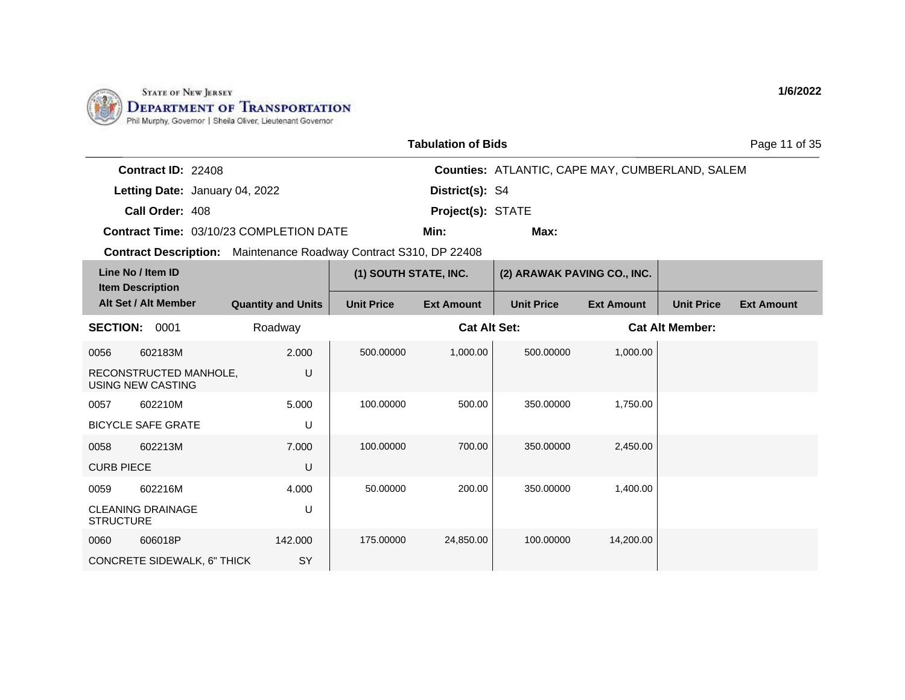State of New Jersey
**Department of Transportation**
Phil Murphy, Governor | Sheila Oliver, Lieutenant Governor

1/6/2022

## Tabulation of Bids

**Contract ID:** 22408
**Letting Date:** January 04, 2022
**Call Order:** 408
**Contract Time:** 03/10/23 COMPLETION DATE
**Contract Description:** Maintenance Roadway Contract S310, DP 22408

**Counties:** ATLANTIC, CAPE MAY, CUMBERLAND, SALEM
**District(s):** S4
**Project(s):** STATE
**Min:**
**Max:**

| Line No / Item ID / Item Description / Alt Set / Alt Member | Quantity and Units | (1) SOUTH STATE, INC. Unit Price | (1) SOUTH STATE, INC. Ext Amount | (2) ARAWAK PAVING CO., INC. Unit Price | (2) ARAWAK PAVING CO., INC. Ext Amount | Unit Price | Ext Amount |
|---|---|---|---|---|---|---|---|
| **SECTION:** 0001 | Roadway | | **Cat Alt Set:** | | **Cat Alt Member:** | | |
| 0056 602183M RECONSTRUCTED MANHOLE, USING NEW CASTING | 2.000 U | 500.00000 | 1,000.00 | 500.00000 | 1,000.00 | | |
| 0057 602210M BICYCLE SAFE GRATE | 5.000 U | 100.00000 | 500.00 | 350.00000 | 1,750.00 | | |
| 0058 602213M CURB PIECE | 7.000 U | 100.00000 | 700.00 | 350.00000 | 2,450.00 | | |
| 0059 602216M CLEANING DRAINAGE STRUCTURE | 4.000 U | 50.00000 | 200.00 | 350.00000 | 1,400.00 | | |
| 0060 606018P CONCRETE SIDEWALK, 6" THICK | 142.000 SY | 175.00000 | 24,850.00 | 100.00000 | 14,200.00 | | |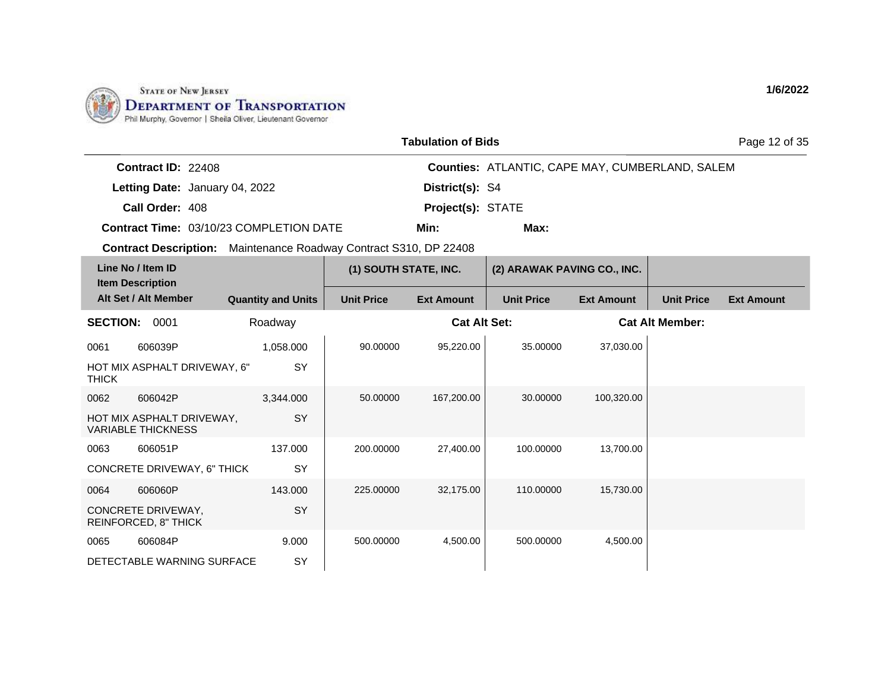STATE OF NEW JERSEY
DEPARTMENT OF TRANSPORTATION
Phil Murphy, Governor | Sheila Oliver, Lieutenant Governor

1/6/2022

## Tabulation of Bids

**Contract ID:** 22408
**Letting Date:** January 04, 2022
**Call Order:** 408
**Contract Time:** 03/10/23 COMPLETION DATE
**Contract Description:** Maintenance Roadway Contract S310, DP 22408

**Counties:** ATLANTIC, CAPE MAY, CUMBERLAND, SALEM
**District(s):** S4
**Project(s):** STATE
**Min:**
**Max:**

| Line No / Item ID / Item Description / Alt Set / Alt Member | Quantity and Units | (1) SOUTH STATE, INC. | | (2) ARAWAK PAVING CO., INC. | | | |
|---|---|---|---|---|---|---|---|
| | | Unit Price | Ext Amount | Unit Price | Ext Amount | Unit Price | Ext Amount |
| **SECTION:** 0001 | Roadway | | **Cat Alt Set:** | | **Cat Alt Member:** | | |
| 0061 606039P | 1,058.000 | 90.00000 | 95,220.00 | 35.00000 | 37,030.00 | | |
| HOT MIX ASPHALT DRIVEWAY, 6" THICK | SY | | | | | | |
| 0062 606042P | 3,344.000 | 50.00000 | 167,200.00 | 30.00000 | 100,320.00 | | |
| HOT MIX ASPHALT DRIVEWAY, VARIABLE THICKNESS | SY | | | | | | |
| 0063 606051P | 137.000 | 200.00000 | 27,400.00 | 100.00000 | 13,700.00 | | |
| CONCRETE DRIVEWAY, 6" THICK | SY | | | | | | |
| 0064 606060P | 143.000 | 225.00000 | 32,175.00 | 110.00000 | 15,730.00 | | |
| CONCRETE DRIVEWAY, REINFORCED, 8" THICK | SY | | | | | | |
| 0065 606084P | 9.000 | 500.00000 | 4,500.00 | 500.00000 | 4,500.00 | | |
| DETECTABLE WARNING SURFACE | SY | | | | | | |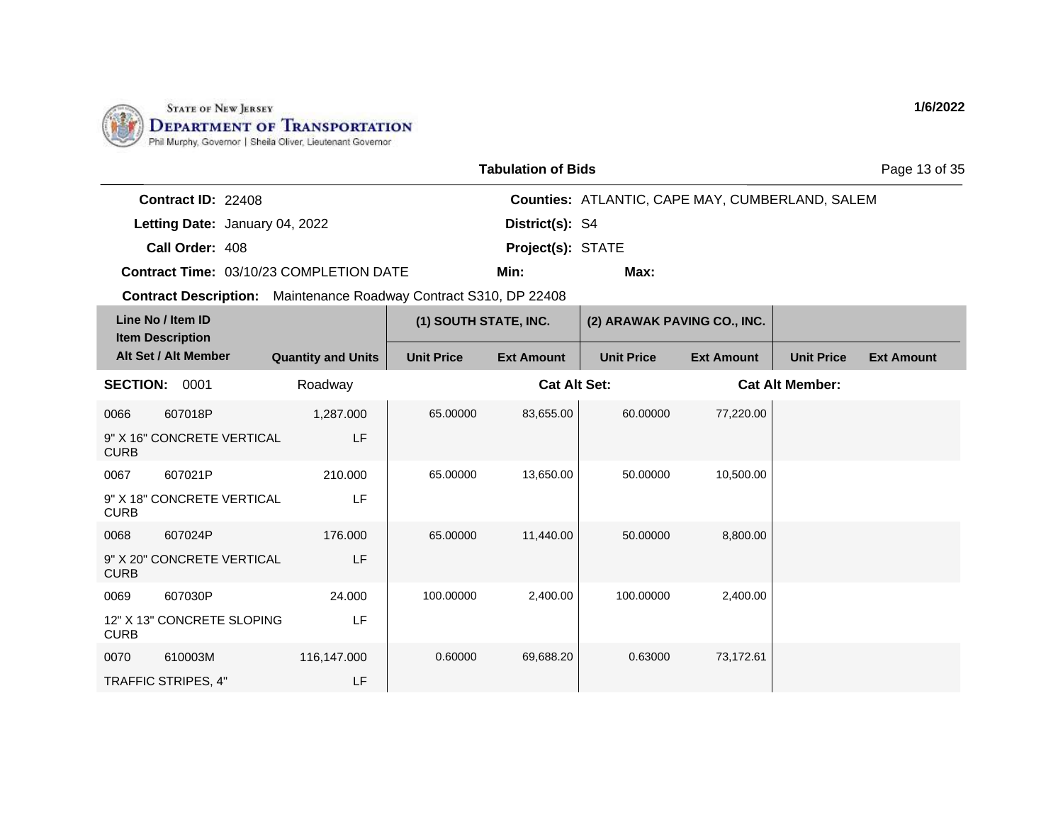STATE OF NEW JERSEY
DEPARTMENT OF TRANSPORTATION
Phil Murphy, Governor | Sheila Oliver, Lieutenant Governor

1/6/2022

## Tabulation of Bids

**Contract ID:** 22408
**Letting Date:** January 04, 2022
**Call Order:** 408
**Contract Time:** 03/10/23 COMPLETION DATE
**Contract Description:** Maintenance Roadway Contract S310, DP 22408

**Counties:** ATLANTIC, CAPE MAY, CUMBERLAND, SALEM
**District(s):** S4
**Project(s):** STATE
**Min:**
**Max:**

| Line No / Item ID / Item Description / Alt Set / Alt Member | | Quantity and Units | (1) SOUTH STATE, INC. | | (2) ARAWAK PAVING CO., INC. | | | |
|---|---|---|---|---|---|---|---|---|
| | | | Unit Price | Ext Amount | Unit Price | Ext Amount | Unit Price | Ext Amount |
| **SECTION:** 0001 | | Roadway | | **Cat Alt Set:** | | **Cat Alt Member:** | | |
| 0066 | 607018P | 1,287.000 | 65.00000 | 83,655.00 | 60.00000 | 77,220.00 | | |
| 9" X 16" CONCRETE VERTICAL CURB | | LF | | | | | | |
| 0067 | 607021P | 210.000 | 65.00000 | 13,650.00 | 50.00000 | 10,500.00 | | |
| 9" X 18" CONCRETE VERTICAL CURB | | LF | | | | | | |
| 0068 | 607024P | 176.000 | 65.00000 | 11,440.00 | 50.00000 | 8,800.00 | | |
| 9" X 20" CONCRETE VERTICAL CURB | | LF | | | | | | |
| 0069 | 607030P | 24.000 | 100.00000 | 2,400.00 | 100.00000 | 2,400.00 | | |
| 12" X 13" CONCRETE SLOPING CURB | | LF | | | | | | |
| 0070 | 610003M | 116,147.000 | 0.60000 | 69,688.20 | 0.63000 | 73,172.61 | | |
| TRAFFIC STRIPES, 4" | | LF | | | | | | |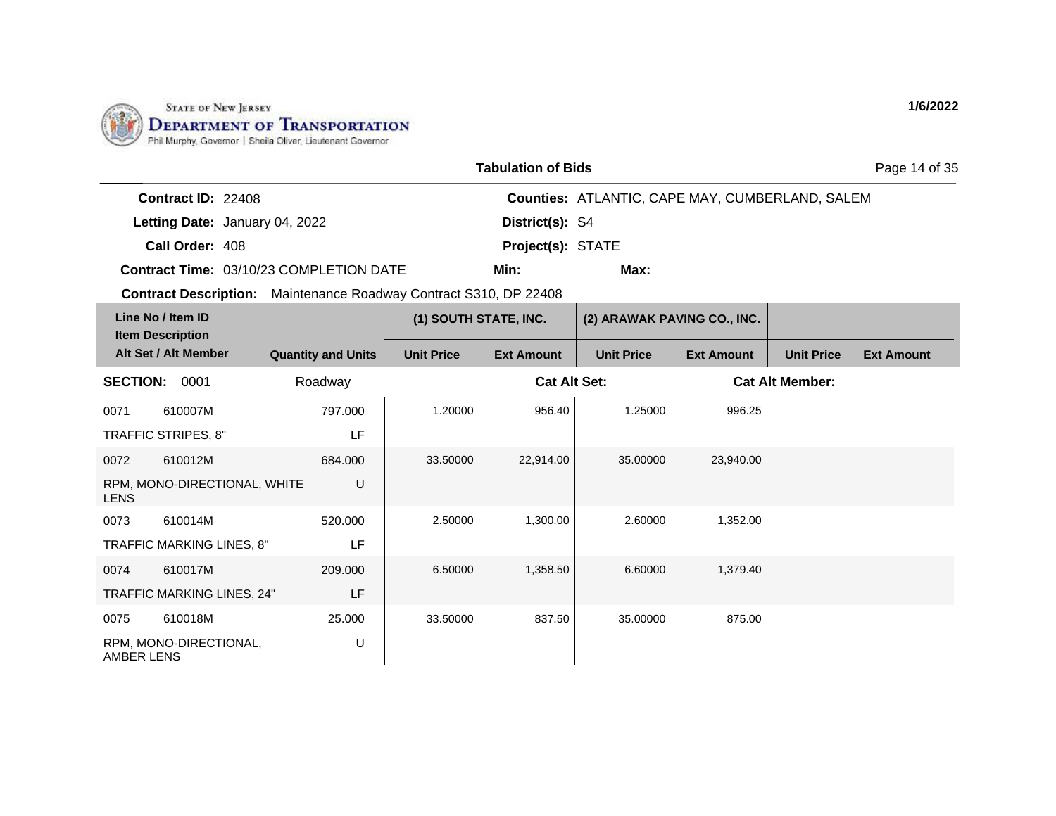State of New Jersey
**Department of Transportation**
Phil Murphy, Governor | Sheila Oliver, Lieutenant Governor

1/6/2022

## Tabulation of Bids

**Contract ID:** 22408
**Letting Date:** January 04, 2022
**Call Order:** 408
**Contract Time:** 03/10/23 COMPLETION DATE
**Contract Description:** Maintenance Roadway Contract S310, DP 22408

**Counties:** ATLANTIC, CAPE MAY, CUMBERLAND, SALEM
**District(s):** S4
**Project(s):** STATE
**Min:**
**Max:**

| Line No / Item ID / Item Description / Alt Set / Alt Member | Quantity and Units | (1) SOUTH STATE, INC. | | (2) ARAWAK PAVING CO., INC. | | | |
|---|---|---|---|---|---|---|---|
| | | Unit Price | Ext Amount | Unit Price | Ext Amount | Unit Price | Ext Amount |
| **SECTION: 0001** Roadway | | **Cat Alt Set:** | | | **Cat Alt Member:** | | |
| 0071 610007M TRAFFIC STRIPES, 8" | 797.000 LF | 1.20000 | 956.40 | 1.25000 | 996.25 | | |
| 0072 610012M RPM, MONO-DIRECTIONAL, WHITE LENS | 684.000 U | 33.50000 | 22,914.00 | 35.00000 | 23,940.00 | | |
| 0073 610014M TRAFFIC MARKING LINES, 8" | 520.000 LF | 2.50000 | 1,300.00 | 2.60000 | 1,352.00 | | |
| 0074 610017M TRAFFIC MARKING LINES, 24" | 209.000 LF | 6.50000 | 1,358.50 | 6.60000 | 1,379.40 | | |
| 0075 610018M RPM, MONO-DIRECTIONAL, AMBER LENS | 25.000 U | 33.50000 | 837.50 | 35.00000 | 875.00 | | |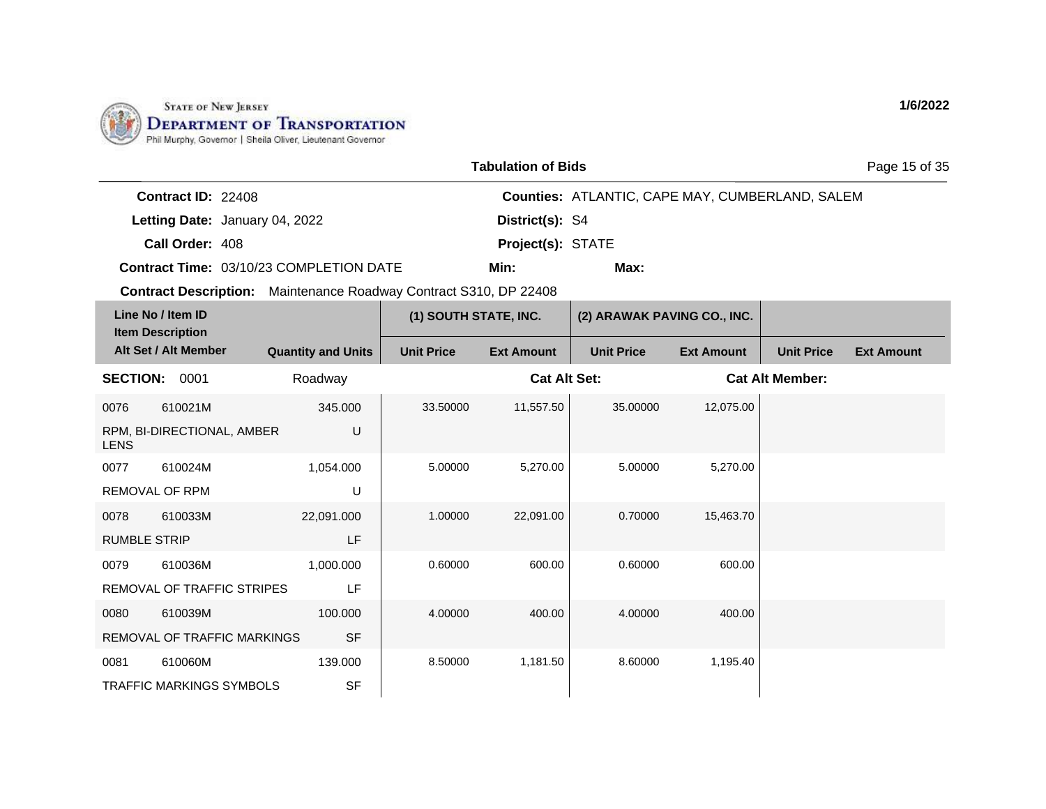STATE OF NEW JERSEY
**DEPARTMENT OF TRANSPORTATION**
Phil Murphy, Governor | Sheila Oliver, Lieutenant Governor

**1/6/2022**

## Tabulation of Bids

| | | | |
|---|---|---|---|
| **Contract ID:** | 22408 | **Counties:** | ATLANTIC, CAPE MAY, CUMBERLAND, SALEM |
| **Letting Date:** | January 04, 2022 | **District(s):** | S4 |
| **Call Order:** | 408 | **Project(s):** | STATE |
| **Contract Time:** | 03/10/23 COMPLETION DATE | **Min:** | **Max:** |

**Contract Description:** Maintenance Roadway Contract S310, DP 22408

| Line No / Item ID / Item Description / Alt Set / Alt Member | | Quantity and Units | (1) SOUTH STATE, INC. | | (2) ARAWAK PAVING CO., INC. | | | |
|---|---|---|---|---|---|---|---|---|
| | | | Unit Price | Ext Amount | Unit Price | Ext Amount | Unit Price | Ext Amount |
| **SECTION:** 0001 | | Roadway | | **Cat Alt Set:** | | | **Cat Alt Member:** | |
| 0076 | 610021M | 345.000 | 33.50000 | 11,557.50 | 35.00000 | 12,075.00 | | |
| RPM, BI-DIRECTIONAL, AMBER LENS | | U | | | | | | |
| 0077 | 610024M | 1,054.000 | 5.00000 | 5,270.00 | 5.00000 | 5,270.00 | | |
| REMOVAL OF RPM | | U | | | | | | |
| 0078 | 610033M | 22,091.000 | 1.00000 | 22,091.00 | 0.70000 | 15,463.70 | | |
| RUMBLE STRIP | | LF | | | | | | |
| 0079 | 610036M | 1,000.000 | 0.60000 | 600.00 | 0.60000 | 600.00 | | |
| REMOVAL OF TRAFFIC STRIPES | | LF | | | | | | |
| 0080 | 610039M | 100.000 | 4.00000 | 400.00 | 4.00000 | 400.00 | | |
| REMOVAL OF TRAFFIC MARKINGS | | SF | | | | | | |
| 0081 | 610060M | 139.000 | 8.50000 | 1,181.50 | 8.60000 | 1,195.40 | | |
| TRAFFIC MARKINGS SYMBOLS | | SF | | | | | | |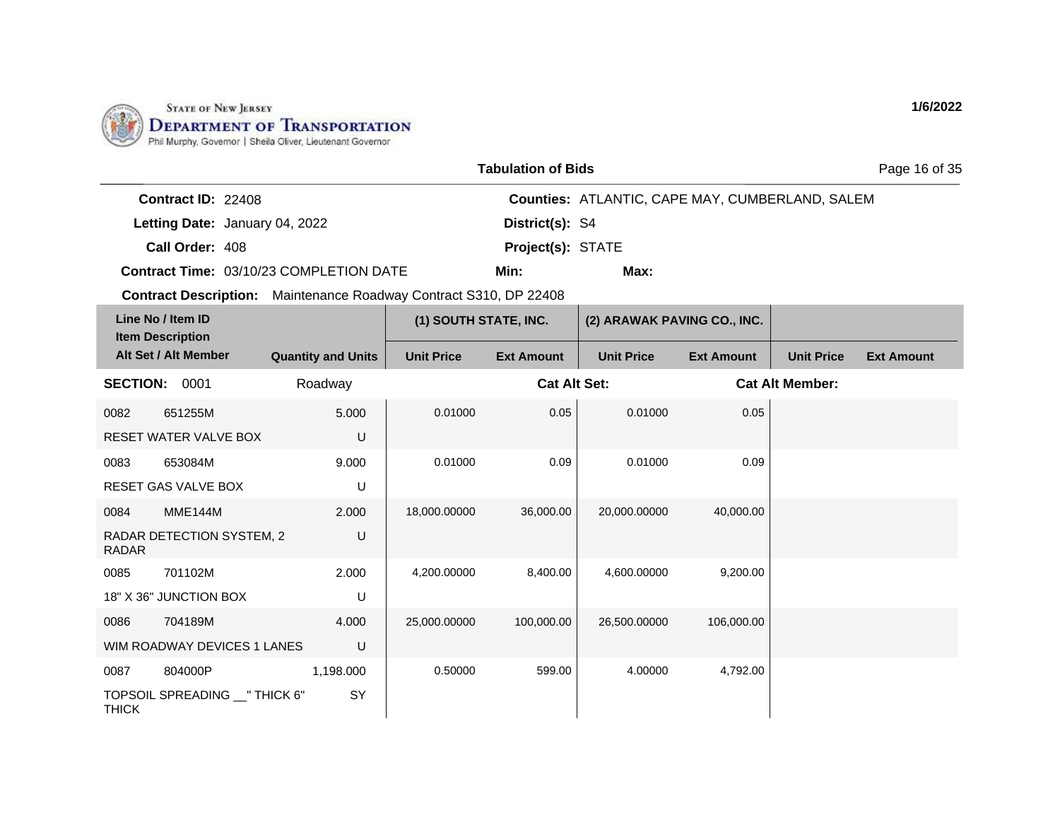State of New Jersey
Department of Transportation
Phil Murphy, Governor | Sheila Oliver, Lieutenant Governor

1/6/2022

**Tabulation of Bids**

**Contract ID:** 22408
**Letting Date:** January 04, 2022
**Call Order:** 408
**Contract Time:** 03/10/23 COMPLETION DATE

**Counties:** ATLANTIC, CAPE MAY, CUMBERLAND, SALEM
**District(s):** S4
**Project(s):** STATE
**Min:** **Max:**

**Contract Description:** Maintenance Roadway Contract S310, DP 22408

| Line No / Item ID / Item Description / Alt Set / Alt Member | Quantity and Units | (1) SOUTH STATE, INC. | | (2) ARAWAK PAVING CO., INC. | | | |
|---|---|---|---|---|---|---|---|
| | | Unit Price | Ext Amount | Unit Price | Ext Amount | Unit Price | Ext Amount |
| **SECTION:** 0001 | Roadway | | **Cat Alt Set:** | | **Cat Alt Member:** | | |
| 0082 651255M RESET WATER VALVE BOX | 5.000 U | 0.01000 | 0.05 | 0.01000 | 0.05 | | |
| 0083 653084M RESET GAS VALVE BOX | 9.000 U | 0.01000 | 0.09 | 0.01000 | 0.09 | | |
| 0084 MME144M RADAR DETECTION SYSTEM, 2 RADAR | 2.000 U | 18,000.00000 | 36,000.00 | 20,000.00000 | 40,000.00 | | |
| 0085 701102M 18" X 36" JUNCTION BOX | 2.000 U | 4,200.00000 | 8,400.00 | 4,600.00000 | 9,200.00 | | |
| 0086 704189M WIM ROADWAY DEVICES 1 LANES | 4.000 U | 25,000.00000 | 100,000.00 | 26,500.00000 | 106,000.00 | | |
| 0087 804000P TOPSOIL SPREADING __" THICK 6" THICK | 1,198.000 SY | 0.50000 | 599.00 | 4.00000 | 4,792.00 | | |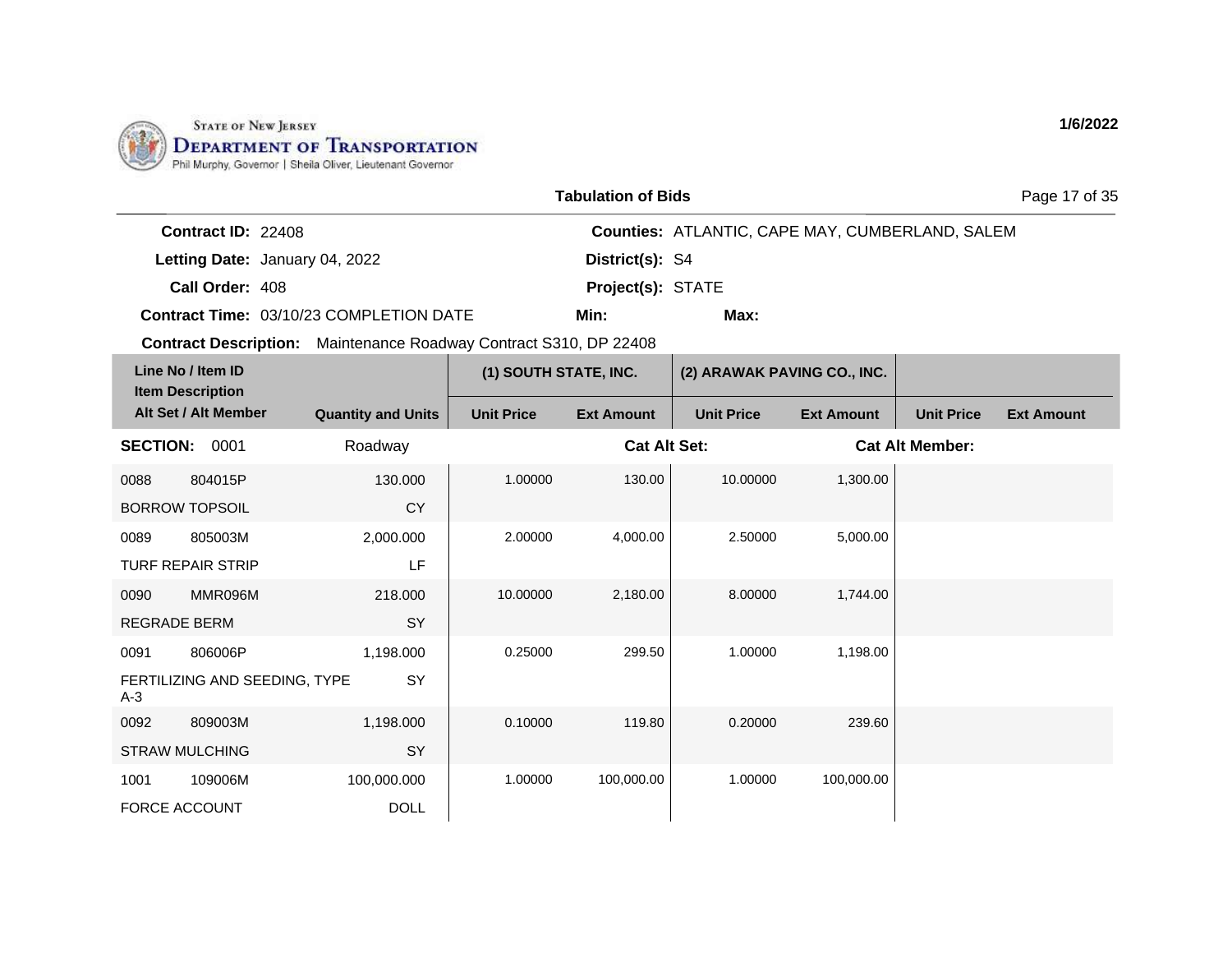STATE OF NEW JERSEY
DEPARTMENT OF TRANSPORTATION
Phil Murphy, Governor | Sheila Oliver, Lieutenant Governor

1/6/2022

**Tabulation of Bids**

**Contract ID:** 22408
**Letting Date:** January 04, 2022
**Call Order:** 408
**Contract Time:** 03/10/23 COMPLETION DATE
**Contract Description:** Maintenance Roadway Contract S310, DP 22408

**Counties:** ATLANTIC, CAPE MAY, CUMBERLAND, SALEM
**District(s):** S4
**Project(s):** STATE
**Min:**
**Max:**

| Line No / Item ID / Item Description / Alt Set / Alt Member | | Quantity and Units | (1) SOUTH STATE, INC. Unit Price | (1) SOUTH STATE, INC. Ext Amount | (2) ARAWAK PAVING CO., INC. Unit Price | (2) ARAWAK PAVING CO., INC. Ext Amount | Unit Price | Ext Amount |
|---|---|---|---|---|---|---|---|---|
| **SECTION:** 0001 | | Roadway | | **Cat Alt Set:** | | **Cat Alt Member:** | | |
| 0088 | 804015P | 130.000 | 1.00000 | 130.00 | 10.00000 | 1,300.00 | | |
| BORROW TOPSOIL | | CY | | | | | | |
| 0089 | 805003M | 2,000.000 | 2.00000 | 4,000.00 | 2.50000 | 5,000.00 | | |
| TURF REPAIR STRIP | | LF | | | | | | |
| 0090 | MMR096M | 218.000 | 10.00000 | 2,180.00 | 8.00000 | 1,744.00 | | |
| REGRADE BERM | | SY | | | | | | |
| 0091 | 806006P | 1,198.000 | 0.25000 | 299.50 | 1.00000 | 1,198.00 | | |
| FERTILIZING AND SEEDING, TYPE A-3 | | SY | | | | | | |
| 0092 | 809003M | 1,198.000 | 0.10000 | 119.80 | 0.20000 | 239.60 | | |
| STRAW MULCHING | | SY | | | | | | |
| 1001 | 109006M | 100,000.000 | 1.00000 | 100,000.00 | 1.00000 | 100,000.00 | | |
| FORCE ACCOUNT | | DOLL | | | | | | |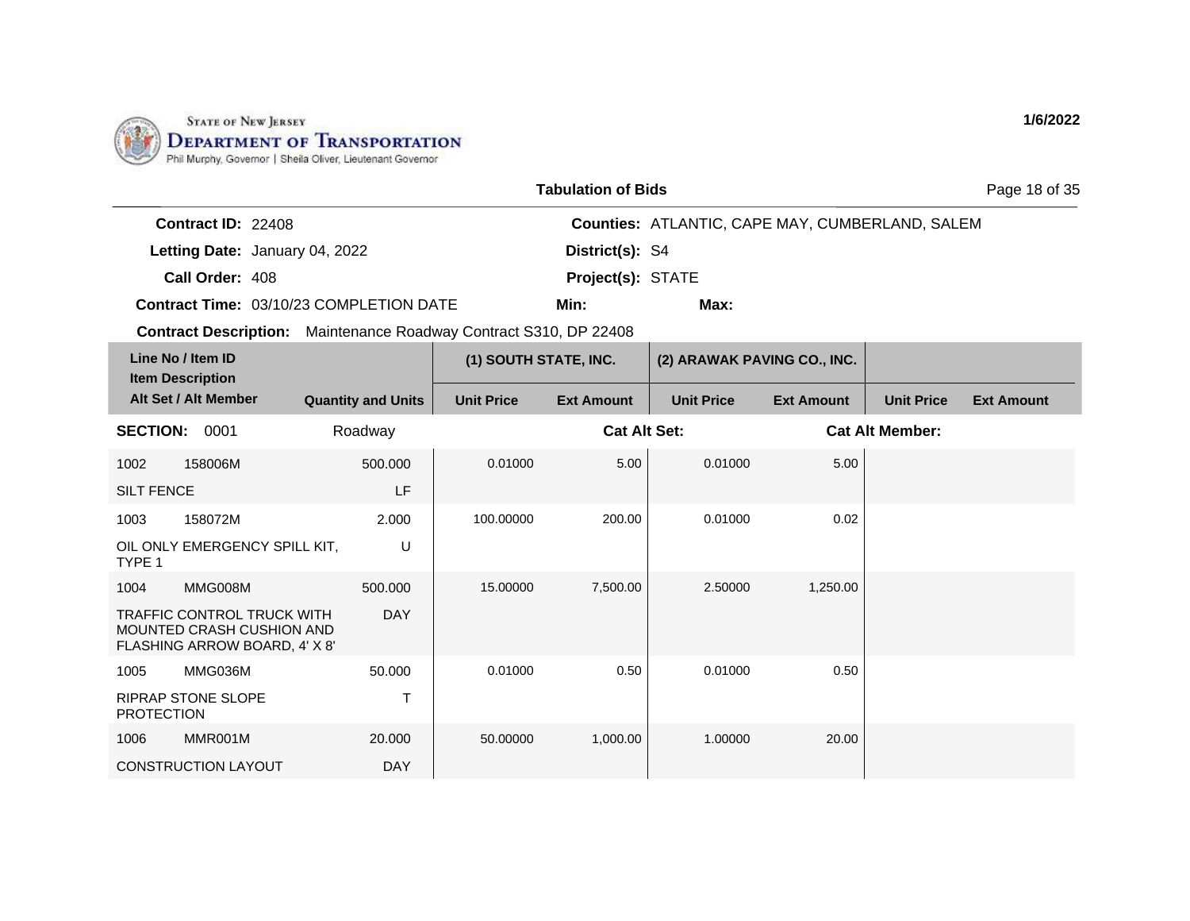State of New Jersey
Department of Transportation
Phil Murphy, Governor | Sheila Oliver, Lieutenant Governor

1/6/2022

**Tabulation of Bids**

**Contract ID:** 22408
**Letting Date:** January 04, 2022
**Call Order:** 408
**Contract Time:** 03/10/23 COMPLETION DATE
**Contract Description:** Maintenance Roadway Contract S310, DP 22408

**Counties:** ATLANTIC, CAPE MAY, CUMBERLAND, SALEM
**District(s):** S4
**Project(s):** STATE
**Min:**
**Max:**

| Line No / Item ID / Item Description / Alt Set / Alt Member | Quantity and Units | (1) SOUTH STATE, INC. | | (2) ARAWAK PAVING CO., INC. | | | |
|---|---|---|---|---|---|---|---|
| | | Unit Price | Ext Amount | Unit Price | Ext Amount | Unit Price | Ext Amount |
| **SECTION: 0001** | Roadway | | **Cat Alt Set:** | | **Cat Alt Member:** | | |
| 1002 158006M SILT FENCE | 500.000 LF | 0.01000 | 5.00 | 0.01000 | 5.00 | | |
| 1003 158072M OIL ONLY EMERGENCY SPILL KIT, TYPE 1 | 2.000 U | 100.00000 | 200.00 | 0.01000 | 0.02 | | |
| 1004 MMG008M TRAFFIC CONTROL TRUCK WITH MOUNTED CRASH CUSHION AND FLASHING ARROW BOARD, 4' X 8' | 500.000 DAY | 15.00000 | 7,500.00 | 2.50000 | 1,250.00 | | |
| 1005 MMG036M RIPRAP STONE SLOPE PROTECTION | 50.000 T | 0.01000 | 0.50 | 0.01000 | 0.50 | | |
| 1006 MMR001M CONSTRUCTION LAYOUT | 20.000 DAY | 50.00000 | 1,000.00 | 1.00000 | 20.00 | | |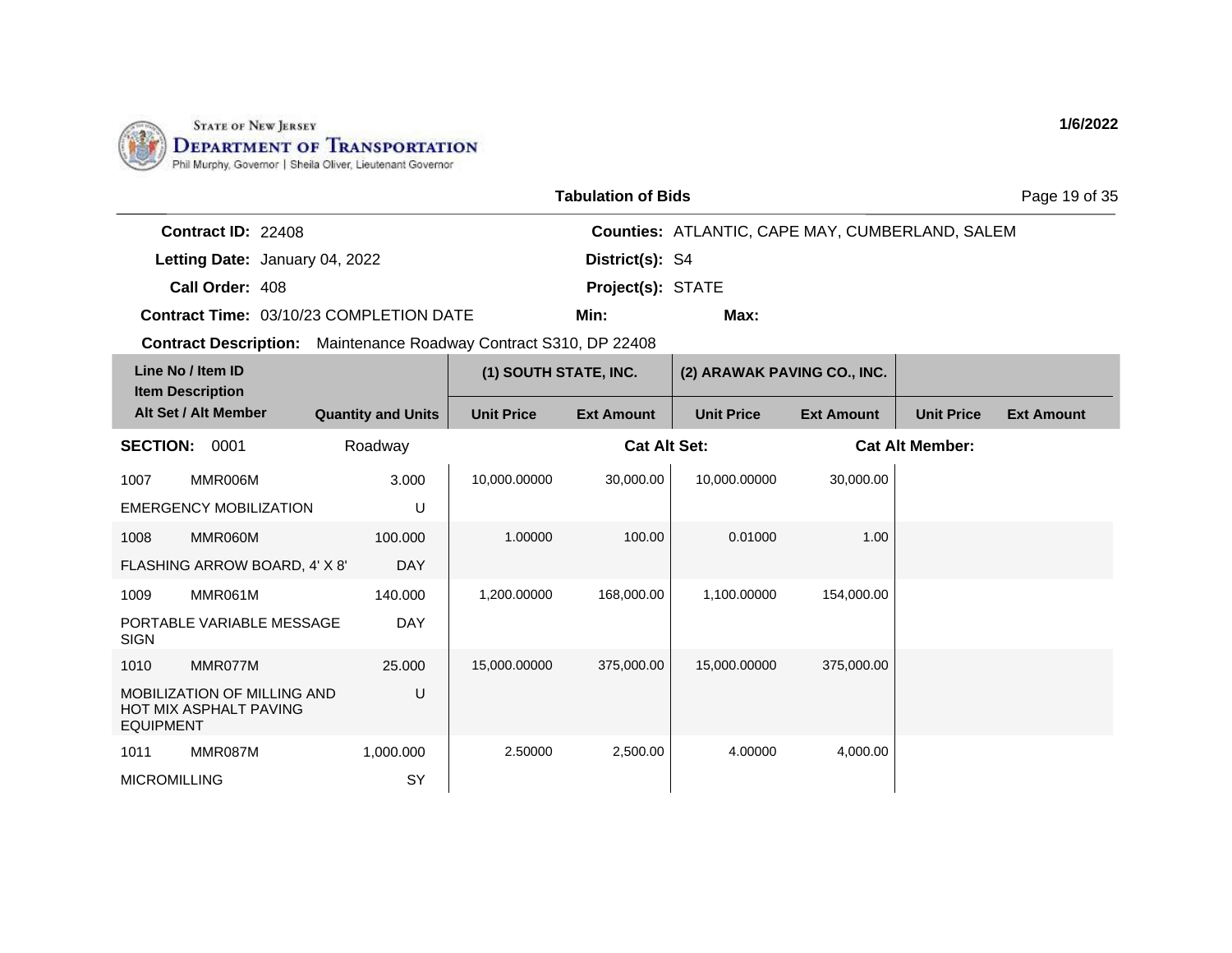State of New Jersey
Department of Transportation
Phil Murphy, Governor | Sheila Oliver, Lieutenant Governor

1/6/2022

## Tabulation of Bids

**Contract ID:** 22408
**Letting Date:** January 04, 2022
**Call Order:** 408
**Contract Time:** 03/10/23 COMPLETION DATE
**Contract Description:** Maintenance Roadway Contract S310, DP 22408

**Counties:** ATLANTIC, CAPE MAY, CUMBERLAND, SALEM
**District(s):** S4
**Project(s):** STATE
**Min:**
**Max:**

| Line No / Item ID / Item Description / Alt Set / Alt Member | Quantity and Units | (1) SOUTH STATE, INC. Unit Price | (1) SOUTH STATE, INC. Ext Amount | (2) ARAWAK PAVING CO., INC. Unit Price | (2) ARAWAK PAVING CO., INC. Ext Amount | Unit Price | Ext Amount |
|---|---|---|---|---|---|---|---|
| **SECTION: 0001** | Roadway | | **Cat Alt Set:** | | | **Cat Alt Member:** | |
| 1007 MMR006M EMERGENCY MOBILIZATION | 3.000 U | 10,000.00000 | 30,000.00 | 10,000.00000 | 30,000.00 | | |
| 1008 MMR060M FLASHING ARROW BOARD, 4' X 8' | 100.000 DAY | 1.00000 | 100.00 | 0.01000 | 1.00 | | |
| 1009 MMR061M PORTABLE VARIABLE MESSAGE SIGN | 140.000 DAY | 1,200.00000 | 168,000.00 | 1,100.00000 | 154,000.00 | | |
| 1010 MMR077M MOBILIZATION OF MILLING AND HOT MIX ASPHALT PAVING EQUIPMENT | 25.000 U | 15,000.00000 | 375,000.00 | 15,000.00000 | 375,000.00 | | |
| 1011 MMR087M MICROMILLING | 1,000.000 SY | 2.50000 | 2,500.00 | 4.00000 | 4,000.00 | | |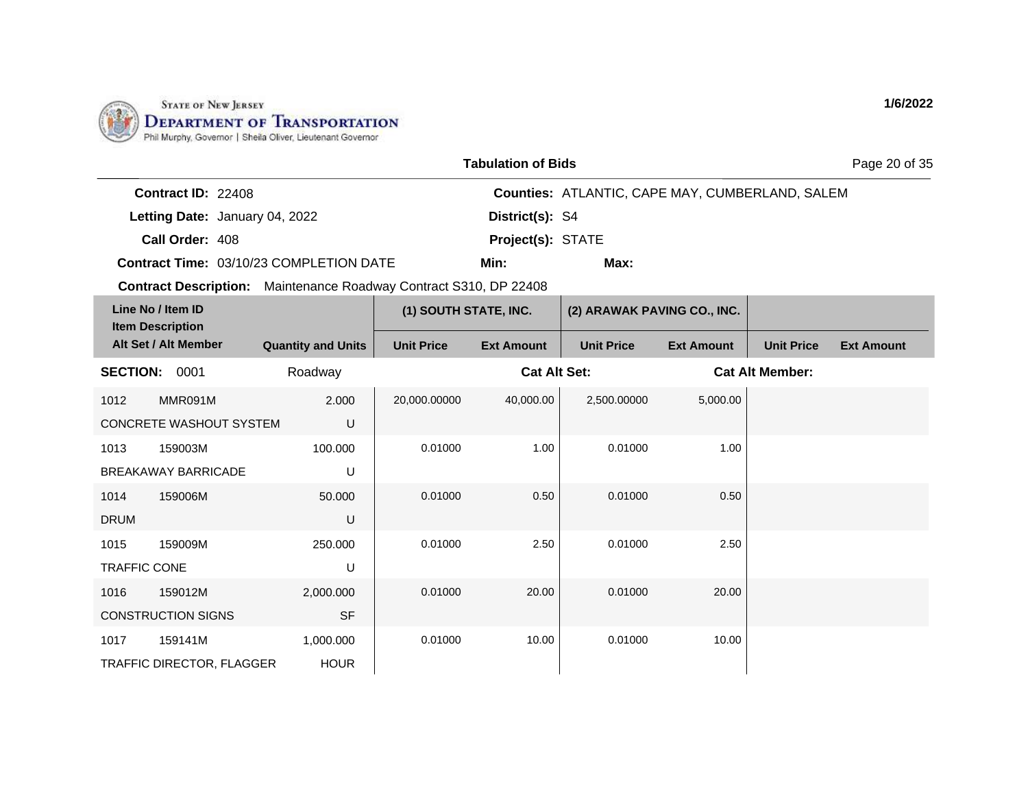STATE OF NEW JERSEY
DEPARTMENT OF TRANSPORTATION
Phil Murphy, Governor | Sheila Oliver, Lieutenant Governor

1/6/2022

## Tabulation of Bids

**Contract ID:** 22408
**Letting Date:** January 04, 2022
**Call Order:** 408
**Contract Time:** 03/10/23 COMPLETION DATE
**Contract Description:** Maintenance Roadway Contract S310, DP 22408

**Counties:** ATLANTIC, CAPE MAY, CUMBERLAND, SALEM
**District(s):** S4
**Project(s):** STATE
**Min:**
**Max:**

| Line No / Item ID / Item Description / Alt Set / Alt Member | Quantity and Units | (1) SOUTH STATE, INC. Unit Price | (1) SOUTH STATE, INC. Ext Amount | (2) ARAWAK PAVING CO., INC. Unit Price | (2) ARAWAK PAVING CO., INC. Ext Amount | Unit Price | Ext Amount |
|---|---|---|---|---|---|---|---|
| **SECTION:** 0001 | Roadway | | **Cat Alt Set:** | | **Cat Alt Member:** | | |
| 1012 MMR091M CONCRETE WASHOUT SYSTEM | 2.000 U | 20,000.00000 | 40,000.00 | 2,500.00000 | 5,000.00 | | |
| 1013 159003M BREAKAWAY BARRICADE | 100.000 U | 0.01000 | 1.00 | 0.01000 | 1.00 | | |
| 1014 159006M DRUM | 50.000 U | 0.01000 | 0.50 | 0.01000 | 0.50 | | |
| 1015 159009M TRAFFIC CONE | 250.000 U | 0.01000 | 2.50 | 0.01000 | 2.50 | | |
| 1016 159012M CONSTRUCTION SIGNS | 2,000.000 SF | 0.01000 | 20.00 | 0.01000 | 20.00 | | |
| 1017 159141M TRAFFIC DIRECTOR, FLAGGER | 1,000.000 HOUR | 0.01000 | 10.00 | 0.01000 | 10.00 | | |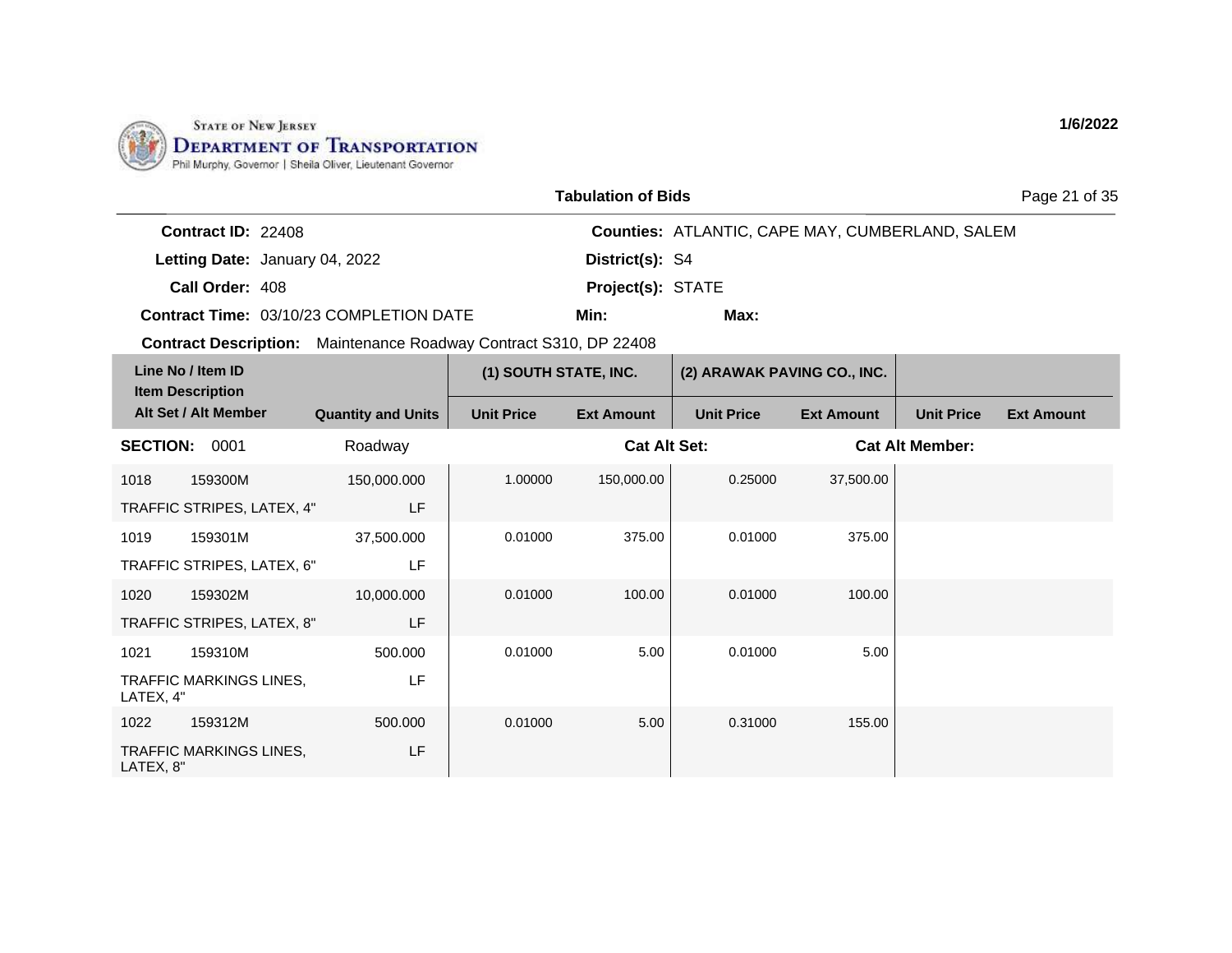**State of New Jersey Department of Transportation**
Phil Murphy, Governor | Sheila Oliver, Lieutenant Governor

1/6/2022

## Tabulation of Bids

**Contract ID:** 22408
**Letting Date:** January 04, 2022
**Call Order:** 408
**Contract Time:** 03/10/23 COMPLETION DATE
**Contract Description:** Maintenance Roadway Contract S310, DP 22408

**Counties:** ATLANTIC, CAPE MAY, CUMBERLAND, SALEM
**District(s):** S4
**Project(s):** STATE
**Min:**
**Max:**

| Line No / Item ID / Item Description / Alt Set / Alt Member | Quantity and Units | (1) SOUTH STATE, INC. Unit Price | (1) SOUTH STATE, INC. Ext Amount | (2) ARAWAK PAVING CO., INC. Unit Price | (2) ARAWAK PAVING CO., INC. Ext Amount | Unit Price | Ext Amount |
|---|---|---|---|---|---|---|---|
| **SECTION: 0001** | Roadway | | **Cat Alt Set:** | | | **Cat Alt Member:** | |
| 1018 159300M TRAFFIC STRIPES, LATEX, 4" | 150,000.000 LF | 1.00000 | 150,000.00 | 0.25000 | 37,500.00 | | |
| 1019 159301M TRAFFIC STRIPES, LATEX, 6" | 37,500.000 LF | 0.01000 | 375.00 | 0.01000 | 375.00 | | |
| 1020 159302M TRAFFIC STRIPES, LATEX, 8" | 10,000.000 LF | 0.01000 | 100.00 | 0.01000 | 100.00 | | |
| 1021 159310M TRAFFIC MARKINGS LINES, LATEX, 4" | 500.000 LF | 0.01000 | 5.00 | 0.01000 | 5.00 | | |
| 1022 159312M TRAFFIC MARKINGS LINES, LATEX, 8" | 500.000 LF | 0.01000 | 5.00 | 0.31000 | 155.00 | | |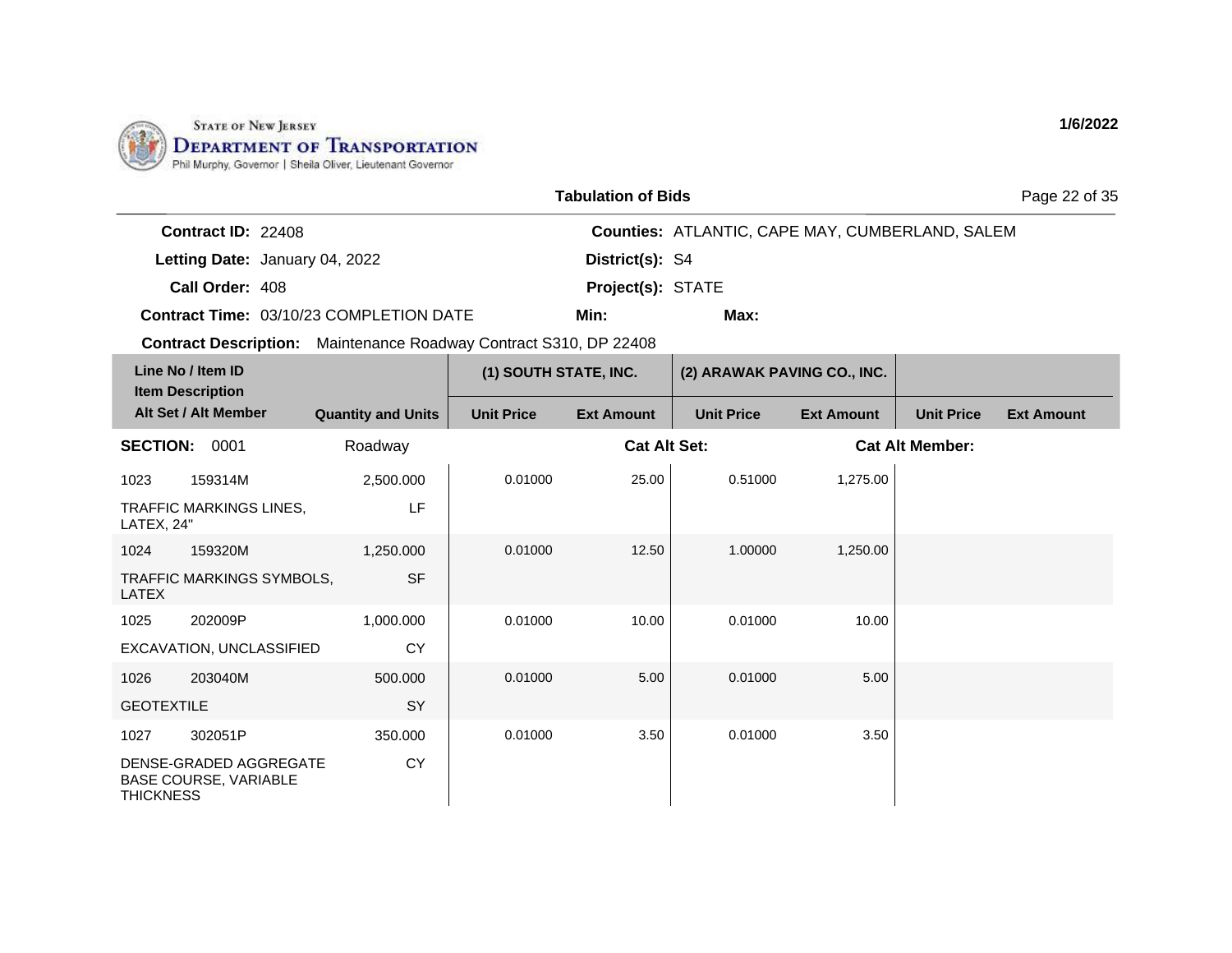STATE OF NEW JERSEY
**DEPARTMENT OF TRANSPORTATION**
Phil Murphy, Governor | Sheila Oliver, Lieutenant Governor

**1/6/2022**

**Tabulation of Bids**

**Contract ID:** 22408
**Letting Date:** January 04, 2022
**Call Order:** 408
**Contract Time:** 03/10/23 COMPLETION DATE
**Contract Description:** Maintenance Roadway Contract S310, DP 22408

**Counties:** ATLANTIC, CAPE MAY, CUMBERLAND, SALEM
**District(s):** S4
**Project(s):** STATE
**Min:**
**Max:**

| Line No / Item ID / Item Description / Alt Set / Alt Member | Quantity and Units | (1) SOUTH STATE, INC. | | (2) ARAWAK PAVING CO., INC. | | | |
|---|---|---|---|---|---|---|---|
| | | Unit Price | Ext Amount | Unit Price | Ext Amount | Unit Price | Ext Amount |
| **SECTION: 0001** | Roadway | | **Cat Alt Set:** | | **Cat Alt Member:** | | |
| 1023 159314M TRAFFIC MARKINGS LINES, LATEX, 24" | 2,500.000 LF | 0.01000 | 25.00 | 0.51000 | 1,275.00 | | |
| 1024 159320M TRAFFIC MARKINGS SYMBOLS, LATEX | 1,250.000 SF | 0.01000 | 12.50 | 1.00000 | 1,250.00 | | |
| 1025 202009P EXCAVATION, UNCLASSIFIED | 1,000.000 CY | 0.01000 | 10.00 | 0.01000 | 10.00 | | |
| 1026 203040M GEOTEXTILE | 500.000 SY | 0.01000 | 5.00 | 0.01000 | 5.00 | | |
| 1027 302051P DENSE-GRADED AGGREGATE BASE COURSE, VARIABLE THICKNESS | 350.000 CY | 0.01000 | 3.50 | 0.01000 | 3.50 | | |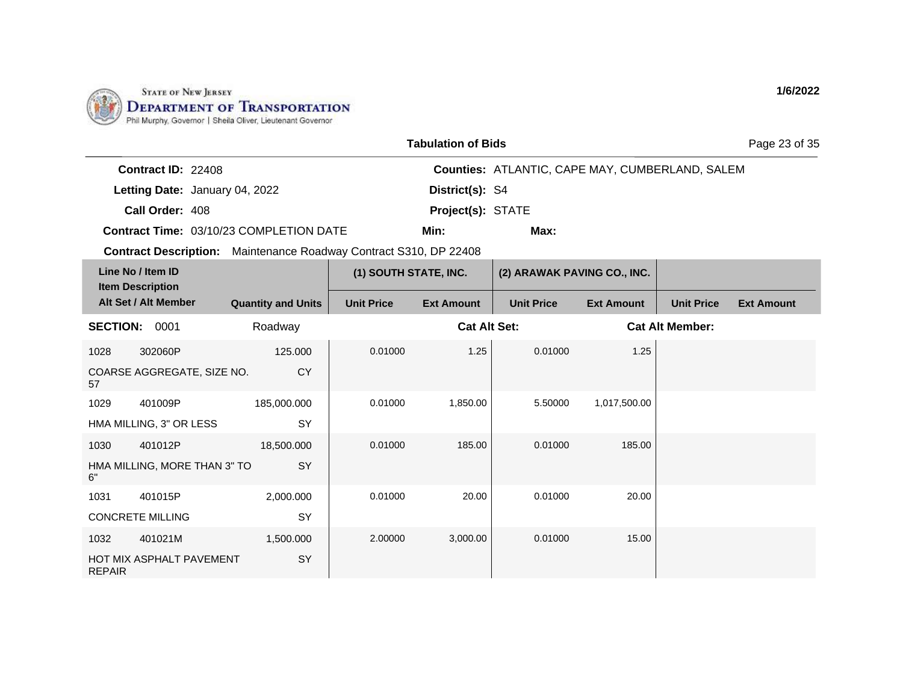State of New Jersey
Department of Transportation
Phil Murphy, Governor | Sheila Oliver, Lieutenant Governor

1/6/2022

## Tabulation of Bids

**Contract ID:** 22408
**Letting Date:** January 04, 2022
**Call Order:** 408
**Contract Time:** 03/10/23 COMPLETION DATE
**Contract Description:** Maintenance Roadway Contract S310, DP 22408

**Counties:** ATLANTIC, CAPE MAY, CUMBERLAND, SALEM
**District(s):** S4
**Project(s):** STATE
**Min:**
**Max:**

| Line No / Item ID / Item Description / Alt Set / Alt Member | Quantity and Units | (1) SOUTH STATE, INC. Unit Price | (1) SOUTH STATE, INC. Ext Amount | (2) ARAWAK PAVING CO., INC. Unit Price | (2) ARAWAK PAVING CO., INC. Ext Amount | Unit Price | Ext Amount |
|---|---|---|---|---|---|---|---|
| **SECTION: 0001** | Roadway | | **Cat Alt Set:** | | **Cat Alt Member:** | | |
| 1028 302060P COARSE AGGREGATE, SIZE NO. 57 | 125.000 CY | 0.01000 | 1.25 | 0.01000 | 1.25 | | |
| 1029 401009P HMA MILLING, 3" OR LESS | 185,000.000 SY | 0.01000 | 1,850.00 | 5.50000 | 1,017,500.00 | | |
| 1030 401012P HMA MILLING, MORE THAN 3" TO 6" | 18,500.000 SY | 0.01000 | 185.00 | 0.01000 | 185.00 | | |
| 1031 401015P CONCRETE MILLING | 2,000.000 SY | 0.01000 | 20.00 | 0.01000 | 20.00 | | |
| 1032 401021M HOT MIX ASPHALT PAVEMENT REPAIR | 1,500.000 SY | 2.00000 | 3,000.00 | 0.01000 | 15.00 | | |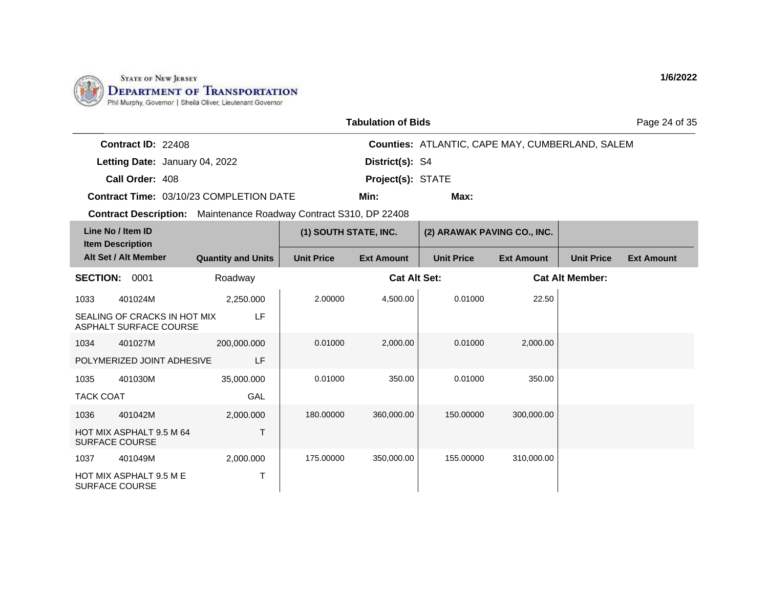STATE OF NEW JERSEY
DEPARTMENT OF TRANSPORTATION
Phil Murphy, Governor | Sheila Oliver, Lieutenant Governor

1/6/2022

**Tabulation of Bids**

**Contract ID:** 22408
**Letting Date:** January 04, 2022
**Call Order:** 408
**Contract Time:** 03/10/23 COMPLETION DATE
**Contract Description:** Maintenance Roadway Contract S310, DP 22408

**Counties:** ATLANTIC, CAPE MAY, CUMBERLAND, SALEM
**District(s):** S4
**Project(s):** STATE
**Min:**
**Max:**

| Line No / Item ID / Item Description / Alt Set / Alt Member | | Quantity and Units | (1) SOUTH STATE, INC. Unit Price | (1) SOUTH STATE, INC. Ext Amount | (2) ARAWAK PAVING CO., INC. Unit Price | (2) ARAWAK PAVING CO., INC. Ext Amount | Unit Price | Ext Amount |
|---|---|---|---|---|---|---|---|---|
| **SECTION:** 0001 | | Roadway | | **Cat Alt Set:** | | **Cat Alt Member:** | | |
| 1033 | 401024M | 2,250.000 | 2.00000 | 4,500.00 | 0.01000 | 22.50 | | |
| SEALING OF CRACKS IN HOT MIX ASPHALT SURFACE COURSE | | LF | | | | | | |
| 1034 | 401027M | 200,000.000 | 0.01000 | 2,000.00 | 0.01000 | 2,000.00 | | |
| POLYMERIZED JOINT ADHESIVE | | LF | | | | | | |
| 1035 | 401030M | 35,000.000 | 0.01000 | 350.00 | 0.01000 | 350.00 | | |
| TACK COAT | | GAL | | | | | | |
| 1036 | 401042M | 2,000.000 | 180.00000 | 360,000.00 | 150.00000 | 300,000.00 | | |
| HOT MIX ASPHALT 9.5 M 64 SURFACE COURSE | | T | | | | | | |
| 1037 | 401049M | 2,000.000 | 175.00000 | 350,000.00 | 155.00000 | 310,000.00 | | |
| HOT MIX ASPHALT 9.5 M E SURFACE COURSE | | T | | | | | | |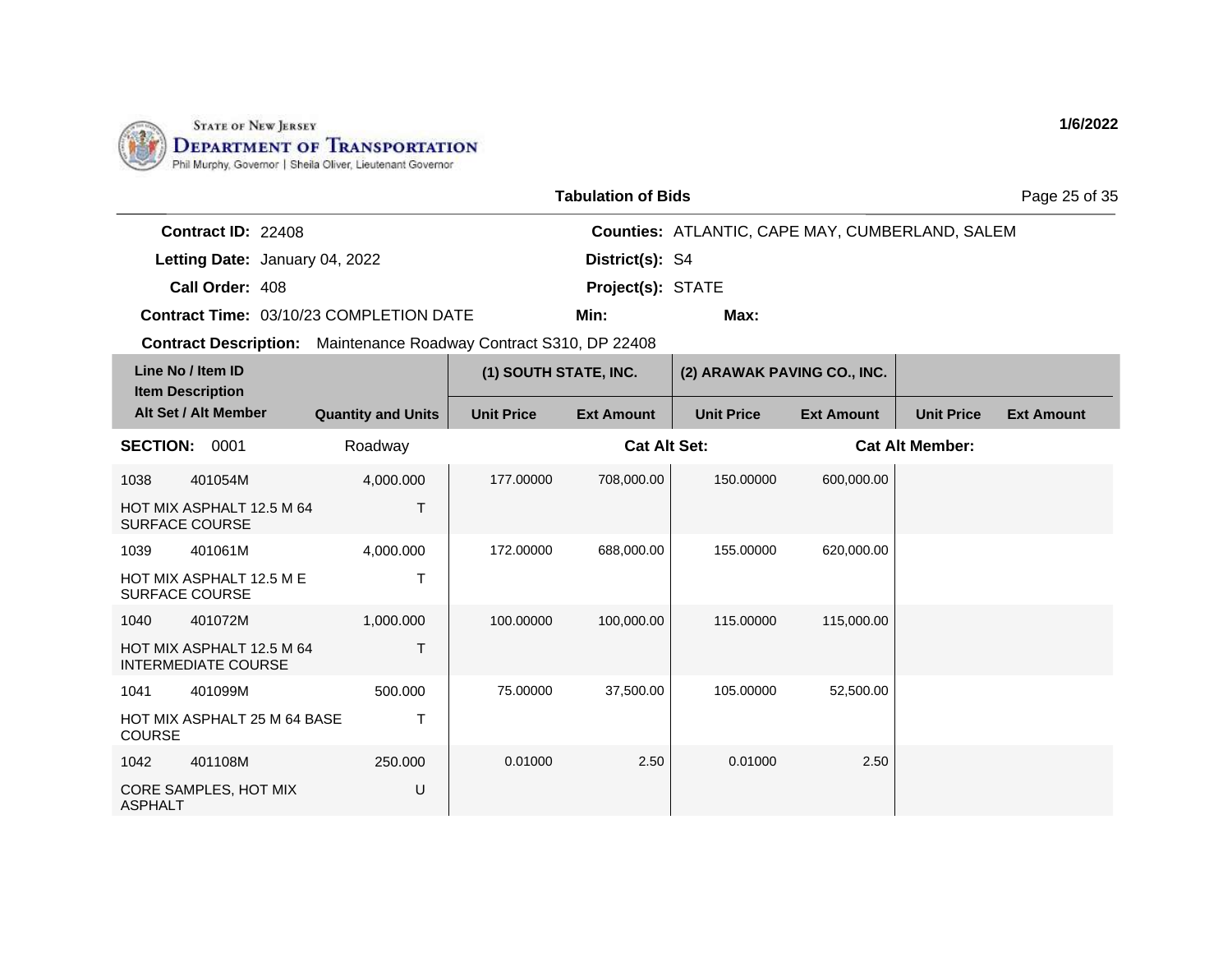State of New Jersey
Department of Transportation
Phil Murphy, Governor | Sheila Oliver, Lieutenant Governor

1/6/2022

## Tabulation of Bids

**Contract ID:** 22408
**Letting Date:** January 04, 2022
**Call Order:** 408
**Contract Time:** 03/10/23 COMPLETION DATE
**Contract Description:** Maintenance Roadway Contract S310, DP 22408

**Counties:** ATLANTIC, CAPE MAY, CUMBERLAND, SALEM
**District(s):** S4
**Project(s):** STATE
**Min:**
**Max:**

| Line No / Item ID / Item Description / Alt Set / Alt Member | Quantity and Units | (1) SOUTH STATE, INC. Unit Price | (1) SOUTH STATE, INC. Ext Amount | (2) ARAWAK PAVING CO., INC. Unit Price | (2) ARAWAK PAVING CO., INC. Ext Amount | Unit Price | Ext Amount |
|---|---|---|---|---|---|---|---|
| **SECTION: 0001** | Roadway | | Cat Alt Set: | | Cat Alt Member: | | |
| 1038 401054M HOT MIX ASPHALT 12.5 M 64 SURFACE COURSE | 4,000.000 T | 177.00000 | 708,000.00 | 150.00000 | 600,000.00 | | |
| 1039 401061M HOT MIX ASPHALT 12.5 M E SURFACE COURSE | 4,000.000 T | 172.00000 | 688,000.00 | 155.00000 | 620,000.00 | | |
| 1040 401072M HOT MIX ASPHALT 12.5 M 64 INTERMEDIATE COURSE | 1,000.000 T | 100.00000 | 100,000.00 | 115.00000 | 115,000.00 | | |
| 1041 401099M HOT MIX ASPHALT 25 M 64 BASE COURSE | 500.000 T | 75.00000 | 37,500.00 | 105.00000 | 52,500.00 | | |
| 1042 401108M CORE SAMPLES, HOT MIX ASPHALT | 250.000 U | 0.01000 | 2.50 | 0.01000 | 2.50 | | |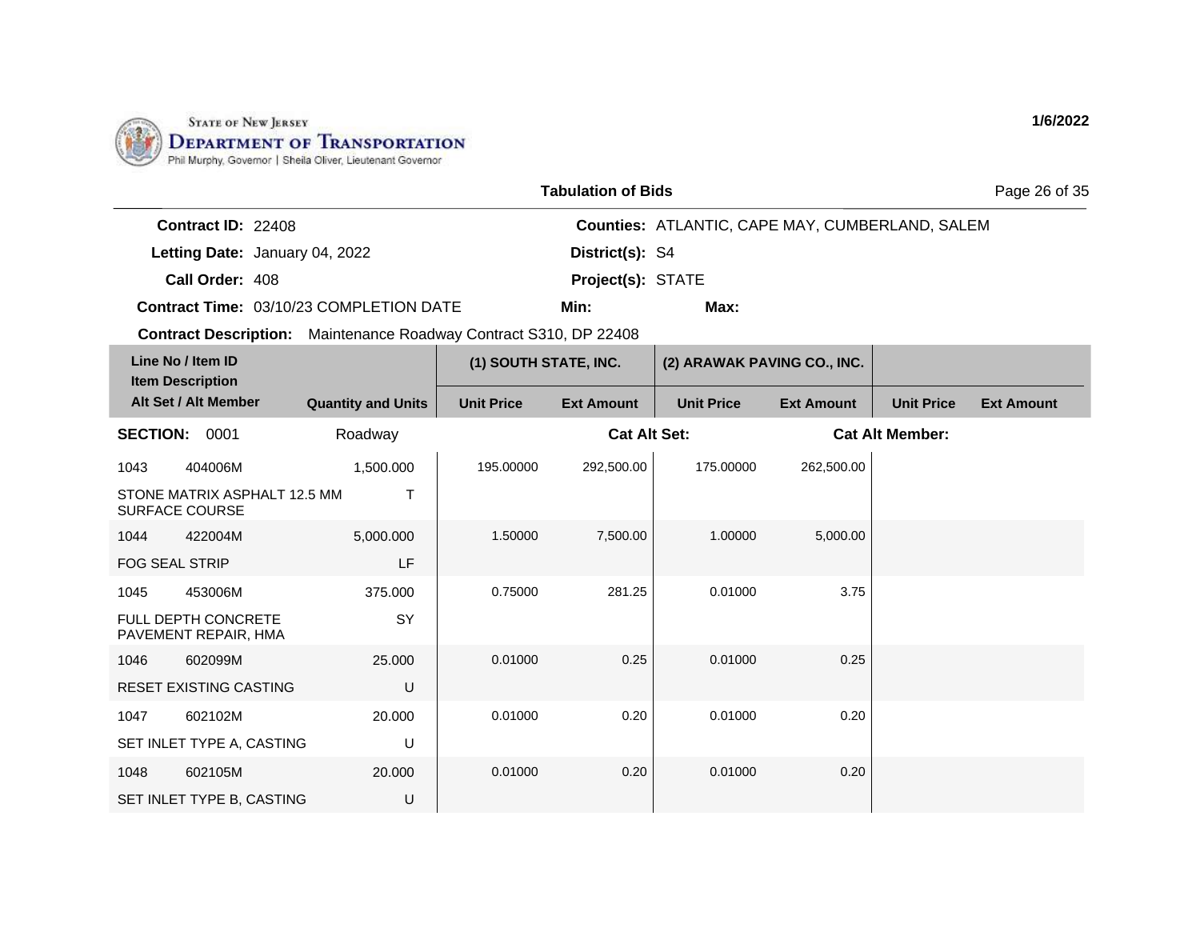STATE OF NEW JERSEY
DEPARTMENT OF TRANSPORTATION
Phil Murphy, Governor | Sheila Oliver, Lieutenant Governor

1/6/2022

**Tabulation of Bids**

**Contract ID:** 22408
**Letting Date:** January 04, 2022
**Call Order:** 408
**Contract Time:** 03/10/23 COMPLETION DATE
**Contract Description:** Maintenance Roadway Contract S310, DP 22408

**Counties:** ATLANTIC, CAPE MAY, CUMBERLAND, SALEM
**District(s):** S4
**Project(s):** STATE
**Min:**
**Max:**

| Line No / Item ID / Item Description / Alt Set / Alt Member | | Quantity and Units | (1) SOUTH STATE, INC. Unit Price | (1) SOUTH STATE, INC. Ext Amount | (2) ARAWAK PAVING CO., INC. Unit Price | (2) ARAWAK PAVING CO., INC. Ext Amount | Unit Price | Ext Amount |
|---|---|---|---|---|---|---|---|---|
| **SECTION:** 0001 | | Roadway | | **Cat Alt Set:** | | **Cat Alt Member:** | | |
| 1043 | 404006M | 1,500.000 | 195.00000 | 292,500.00 | 175.00000 | 262,500.00 | | |
| STONE MATRIX ASPHALT 12.5 MM SURFACE COURSE | | T | | | | | | |
| 1044 | 422004M | 5,000.000 | 1.50000 | 7,500.00 | 1.00000 | 5,000.00 | | |
| FOG SEAL STRIP | | LF | | | | | | |
| 1045 | 453006M | 375.000 | 0.75000 | 281.25 | 0.01000 | 3.75 | | |
| FULL DEPTH CONCRETE PAVEMENT REPAIR, HMA | | SY | | | | | | |
| 1046 | 602099M | 25.000 | 0.01000 | 0.25 | 0.01000 | 0.25 | | |
| RESET EXISTING CASTING | | U | | | | | | |
| 1047 | 602102M | 20.000 | 0.01000 | 0.20 | 0.01000 | 0.20 | | |
| SET INLET TYPE A, CASTING | | U | | | | | | |
| 1048 | 602105M | 20.000 | 0.01000 | 0.20 | 0.01000 | 0.20 | | |
| SET INLET TYPE B, CASTING | | U | | | | | | |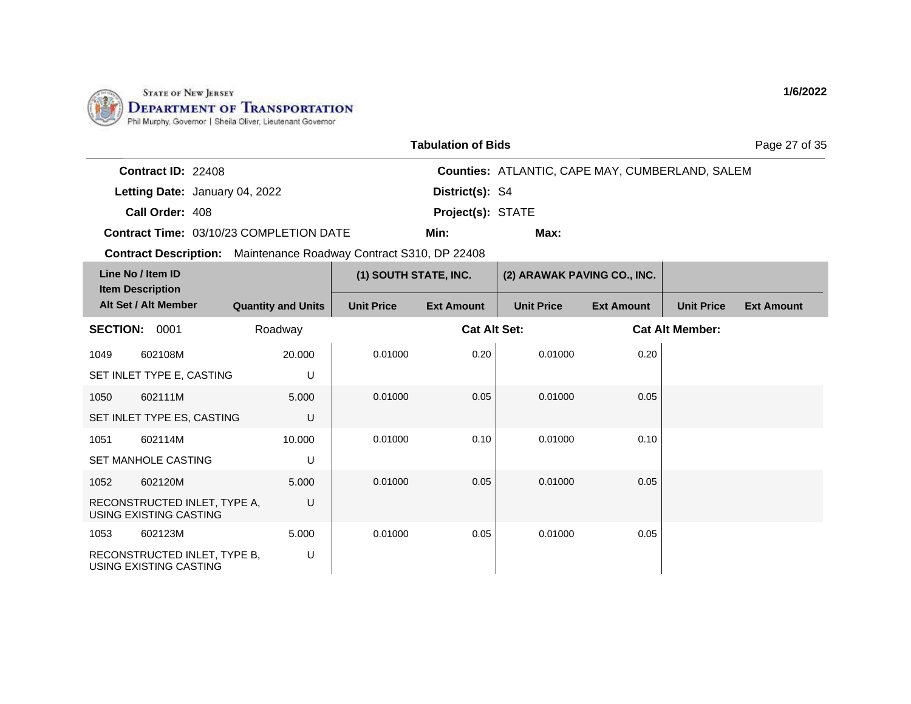STATE OF NEW JERSEY
DEPARTMENT OF TRANSPORTATION
Phil Murphy, Governor | Sheila Oliver, Lieutenant Governor

1/6/2022

## Tabulation of Bids

**Contract ID:** 22408
**Letting Date:** January 04, 2022
**Call Order:** 408
**Contract Time:** 03/10/23 COMPLETION DATE
**Contract Description:** Maintenance Roadway Contract S310, DP 22408

**Counties:** ATLANTIC, CAPE MAY, CUMBERLAND, SALEM
**District(s):** S4
**Project(s):** STATE
**Min:**
**Max:**

| Line No / Item ID / Item Description / Alt Set / Alt Member | | Quantity and Units | (1) SOUTH STATE, INC. Unit Price | (1) SOUTH STATE, INC. Ext Amount | (2) ARAWAK PAVING CO., INC. Unit Price | (2) ARAWAK PAVING CO., INC. Ext Amount | Unit Price | Ext Amount |
|---|---|---|---|---|---|---|---|---|
| **SECTION: 0001** | | Roadway | | **Cat Alt Set:** | | **Cat Alt Member:** | | |
| 1049 | 602108M | 20.000 | 0.01000 | 0.20 | 0.01000 | 0.20 | | |
| SET INLET TYPE E, CASTING | | U | | | | | | |
| 1050 | 602111M | 5.000 | 0.01000 | 0.05 | 0.01000 | 0.05 | | |
| SET INLET TYPE ES, CASTING | | U | | | | | | |
| 1051 | 602114M | 10.000 | 0.01000 | 0.10 | 0.01000 | 0.10 | | |
| SET MANHOLE CASTING | | U | | | | | | |
| 1052 | 602120M | 5.000 | 0.01000 | 0.05 | 0.01000 | 0.05 | | |
| RECONSTRUCTED INLET, TYPE A, USING EXISTING CASTING | | U | | | | | | |
| 1053 | 602123M | 5.000 | 0.01000 | 0.05 | 0.01000 | 0.05 | | |
| RECONSTRUCTED INLET, TYPE B, USING EXISTING CASTING | | U | | | | | | |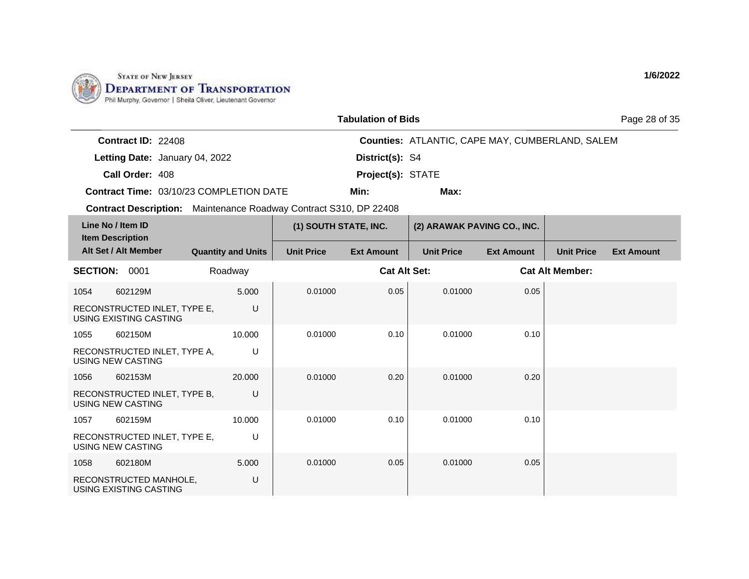STATE OF NEW JERSEY
**DEPARTMENT OF TRANSPORTATION**
Phil Murphy, Governor | Sheila Oliver, Lieutenant Governor

1/6/2022

## Tabulation of Bids

**Contract ID:** 22408
**Letting Date:** January 04, 2022
**Call Order:** 408
**Contract Time:** 03/10/23 COMPLETION DATE
**Contract Description:** Maintenance Roadway Contract S310, DP 22408

**Counties:** ATLANTIC, CAPE MAY, CUMBERLAND, SALEM
**District(s):** S4
**Project(s):** STATE
**Min:**
**Max:**

| Line No / Item ID / Item Description / Alt Set / Alt Member | | Quantity and Units | (1) SOUTH STATE, INC. Unit Price | (1) SOUTH STATE, INC. Ext Amount | (2) ARAWAK PAVING CO., INC. Unit Price | (2) ARAWAK PAVING CO., INC. Ext Amount | Unit Price | Ext Amount |
|---|---|---|---|---|---|---|---|---|
| **SECTION:** 0001 | | Roadway | | **Cat Alt Set:** | | **Cat Alt Member:** | | |
| 1054 | 602129M | 5.000 | 0.01000 | 0.05 | 0.01000 | 0.05 | | |
| RECONSTRUCTED INLET, TYPE E, USING EXISTING CASTING | | U | | | | | | |
| 1055 | 602150M | 10.000 | 0.01000 | 0.10 | 0.01000 | 0.10 | | |
| RECONSTRUCTED INLET, TYPE A, USING NEW CASTING | | U | | | | | | |
| 1056 | 602153M | 20.000 | 0.01000 | 0.20 | 0.01000 | 0.20 | | |
| RECONSTRUCTED INLET, TYPE B, USING NEW CASTING | | U | | | | | | |
| 1057 | 602159M | 10.000 | 0.01000 | 0.10 | 0.01000 | 0.10 | | |
| RECONSTRUCTED INLET, TYPE E, USING NEW CASTING | | U | | | | | | |
| 1058 | 602180M | 5.000 | 0.01000 | 0.05 | 0.01000 | 0.05 | | |
| RECONSTRUCTED MANHOLE, USING EXISTING CASTING | | U | | | | | | |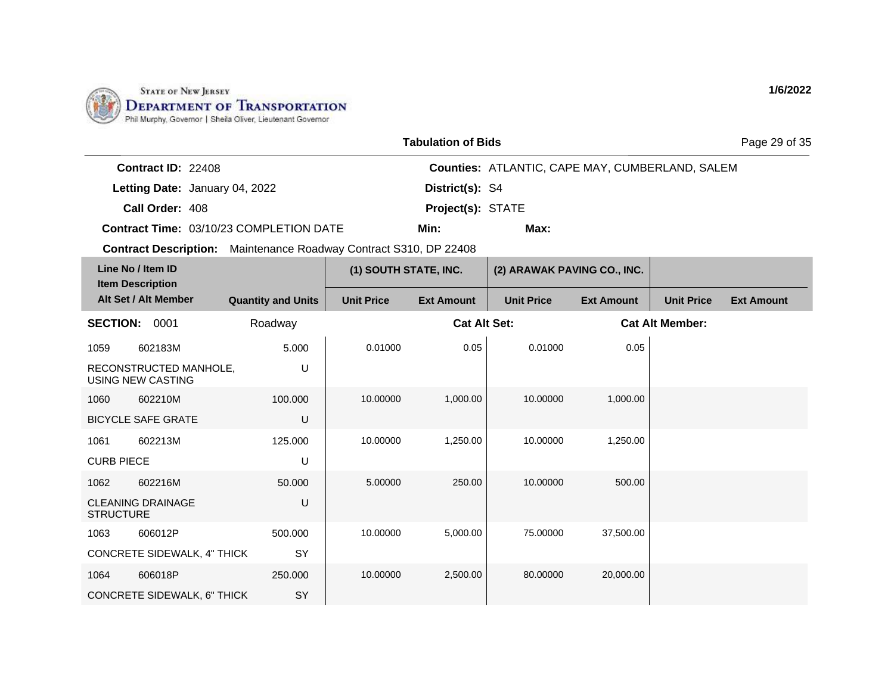STATE OF NEW JERSEY
DEPARTMENT OF TRANSPORTATION
Phil Murphy, Governor | Sheila Oliver, Lieutenant Governor

1/6/2022

## Tabulation of Bids

**Contract ID:** 22408
**Letting Date:** January 04, 2022
**Call Order:** 408
**Contract Time:** 03/10/23 COMPLETION DATE
**Contract Description:** Maintenance Roadway Contract S310, DP 22408

**Counties:** ATLANTIC, CAPE MAY, CUMBERLAND, SALEM
**District(s):** S4
**Project(s):** STATE
**Min:**
**Max:**

| Line No / Item ID / Item Description / Alt Set / Alt Member | Quantity and Units | (1) SOUTH STATE, INC. | | (2) ARAWAK PAVING CO., INC. | | | |
|---|---|---|---|---|---|---|---|
| | | Unit Price | Ext Amount | Unit Price | Ext Amount | Unit Price | Ext Amount |
| **SECTION: 0001** | Roadway | | **Cat Alt Set:** | | | **Cat Alt Member:** | |
| 1059 602183M RECONSTRUCTED MANHOLE, USING NEW CASTING | 5.000 U | 0.01000 | 0.05 | 0.01000 | 0.05 | | |
| 1060 602210M BICYCLE SAFE GRATE | 100.000 U | 10.00000 | 1,000.00 | 10.00000 | 1,000.00 | | |
| 1061 602213M CURB PIECE | 125.000 U | 10.00000 | 1,250.00 | 10.00000 | 1,250.00 | | |
| 1062 602216M CLEANING DRAINAGE STRUCTURE | 50.000 U | 5.00000 | 250.00 | 10.00000 | 500.00 | | |
| 1063 606012P CONCRETE SIDEWALK, 4" THICK | 500.000 SY | 10.00000 | 5,000.00 | 75.00000 | 37,500.00 | | |
| 1064 606018P CONCRETE SIDEWALK, 6" THICK | 250.000 SY | 10.00000 | 2,500.00 | 80.00000 | 20,000.00 | | |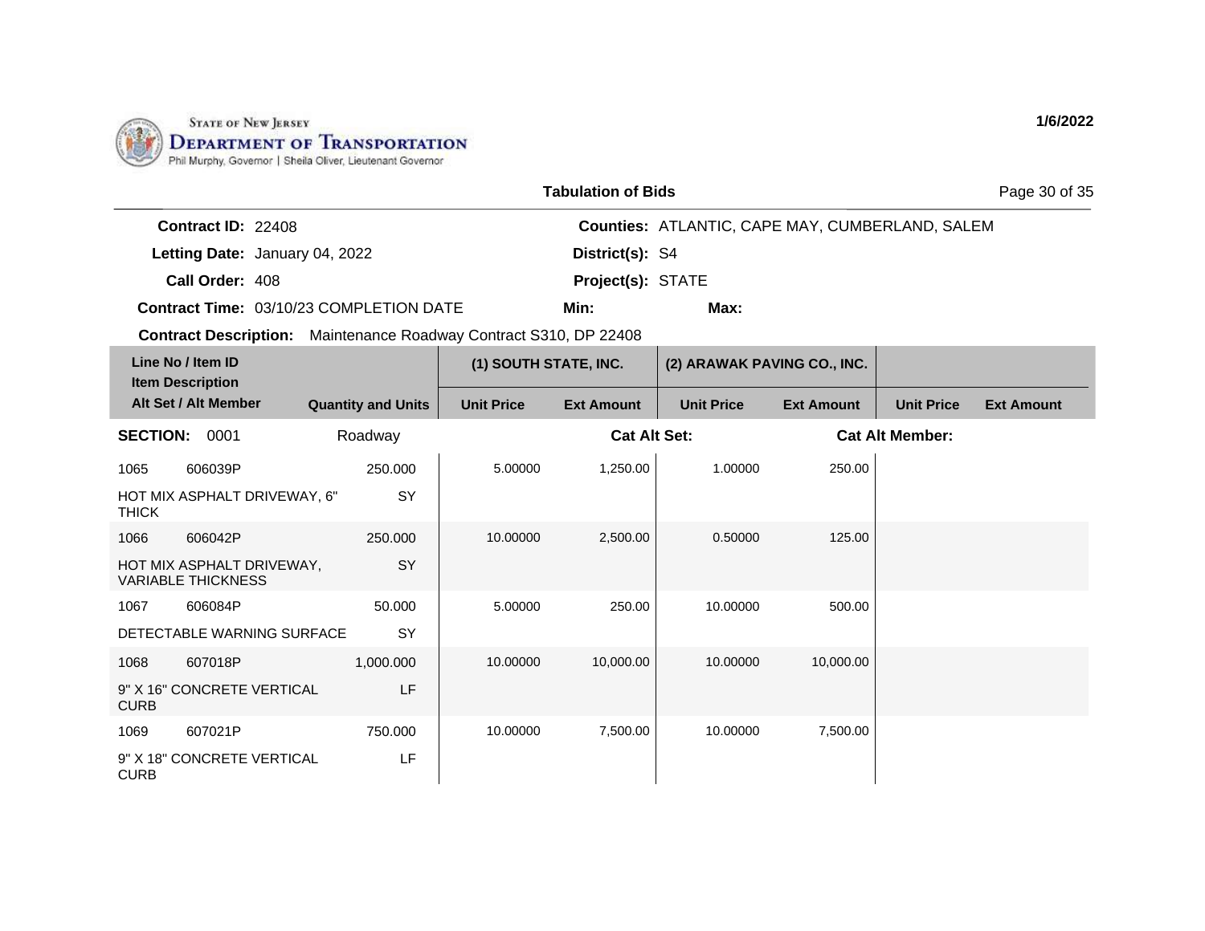STATE OF NEW JERSEY
DEPARTMENT OF TRANSPORTATION
Phil Murphy, Governor | Sheila Oliver, Lieutenant Governor

1/6/2022

**Tabulation of Bids**

**Contract ID:** 22408
**Letting Date:** January 04, 2022
**Call Order:** 408
**Contract Time:** 03/10/23 COMPLETION DATE
**Contract Description:** Maintenance Roadway Contract S310, DP 22408

**Counties:** ATLANTIC, CAPE MAY, CUMBERLAND, SALEM
**District(s):** S4
**Project(s):** STATE
**Min:**
**Max:**

| Line No / Item ID / Item Description / Alt Set / Alt Member | Quantity and Units | (1) SOUTH STATE, INC. Unit Price | (1) SOUTH STATE, INC. Ext Amount | (2) ARAWAK PAVING CO., INC. Unit Price | (2) ARAWAK PAVING CO., INC. Ext Amount | Unit Price | Ext Amount |
|---|---|---|---|---|---|---|---|
| **SECTION: 0001** | Roadway | | **Cat Alt Set:** | | **Cat Alt Member:** | | |
| 1065 606039P HOT MIX ASPHALT DRIVEWAY, 6" THICK | 250.000 SY | 5.00000 | 1,250.00 | 1.00000 | 250.00 | | |
| 1066 606042P HOT MIX ASPHALT DRIVEWAY, VARIABLE THICKNESS | 250.000 SY | 10.00000 | 2,500.00 | 0.50000 | 125.00 | | |
| 1067 606084P DETECTABLE WARNING SURFACE | 50.000 SY | 5.00000 | 250.00 | 10.00000 | 500.00 | | |
| 1068 607018P 9" X 16" CONCRETE VERTICAL CURB | 1,000.000 LF | 10.00000 | 10,000.00 | 10.00000 | 10,000.00 | | |
| 1069 607021P 9" X 18" CONCRETE VERTICAL CURB | 750.000 LF | 10.00000 | 7,500.00 | 10.00000 | 7,500.00 | | |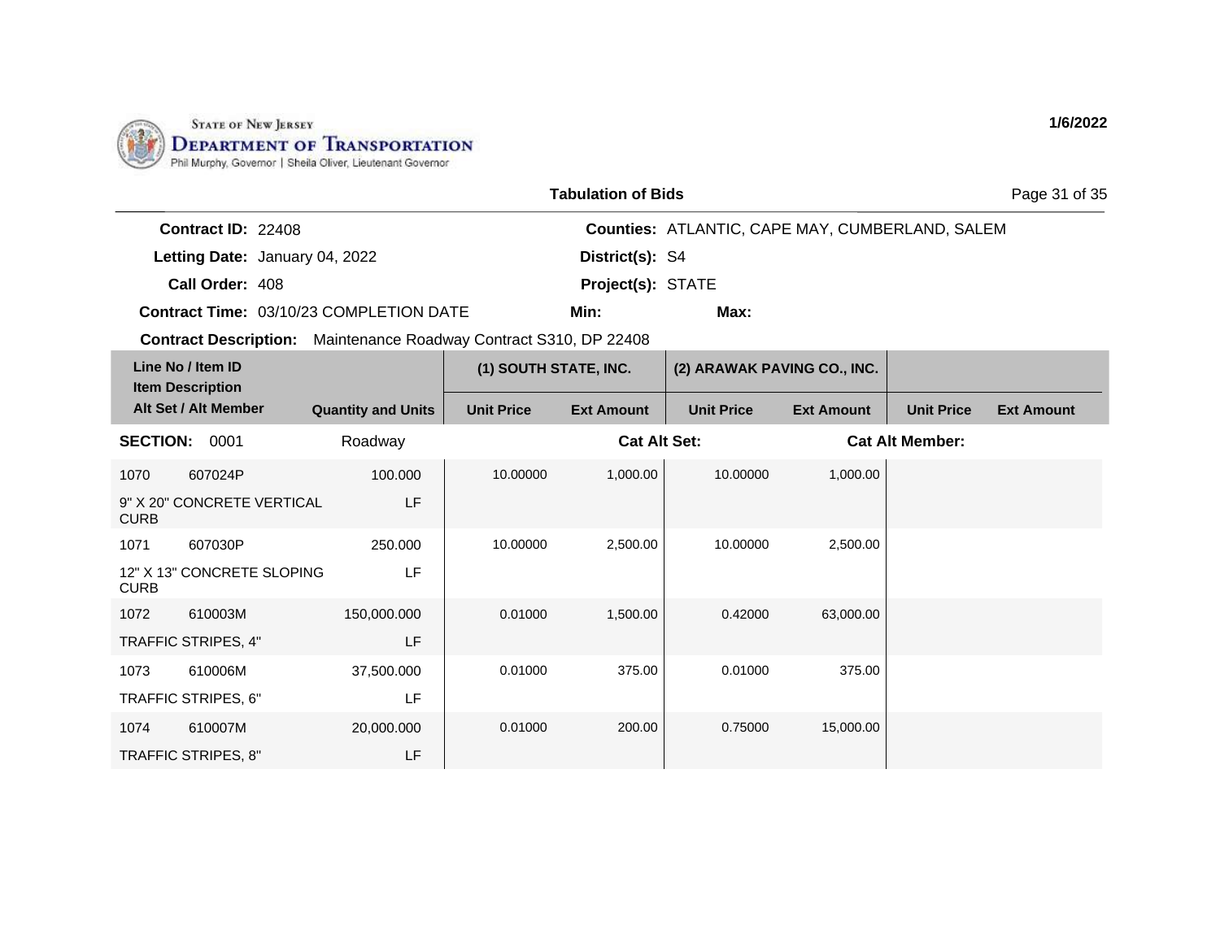State of New Jersey
**Department of Transportation**
Phil Murphy, Governor | Sheila Oliver, Lieutenant Governor

1/6/2022

## Tabulation of Bids

**Contract ID:** 22408
**Letting Date:** January 04, 2022
**Call Order:** 408
**Contract Time:** 03/10/23 COMPLETION DATE
**Contract Description:** Maintenance Roadway Contract S310, DP 22408

**Counties:** ATLANTIC, CAPE MAY, CUMBERLAND, SALEM
**District(s):** S4
**Project(s):** STATE
**Min:**
**Max:**

| Line No / Item ID / Item Description / Alt Set / Alt Member | | Quantity and Units | (1) SOUTH STATE, INC. Unit Price | (1) SOUTH STATE, INC. Ext Amount | (2) ARAWAK PAVING CO., INC. Unit Price | (2) ARAWAK PAVING CO., INC. Ext Amount | Unit Price | Ext Amount |
|---|---|---|---|---|---|---|---|---|
| **SECTION: 0001** | | Roadway | | Cat Alt Set: | | Cat Alt Member: | | |
| 1070 | 607024P | 100.000 | 10.00000 | 1,000.00 | 10.00000 | 1,000.00 | | |
| 9" X 20" CONCRETE VERTICAL CURB | | LF | | | | | | |
| 1071 | 607030P | 250.000 | 10.00000 | 2,500.00 | 10.00000 | 2,500.00 | | |
| 12" X 13" CONCRETE SLOPING CURB | | LF | | | | | | |
| 1072 | 610003M | 150,000.000 | 0.01000 | 1,500.00 | 0.42000 | 63,000.00 | | |
| TRAFFIC STRIPES, 4" | | LF | | | | | | |
| 1073 | 610006M | 37,500.000 | 0.01000 | 375.00 | 0.01000 | 375.00 | | |
| TRAFFIC STRIPES, 6" | | LF | | | | | | |
| 1074 | 610007M | 20,000.000 | 0.01000 | 200.00 | 0.75000 | 15,000.00 | | |
| TRAFFIC STRIPES, 8" | | LF | | | | | | |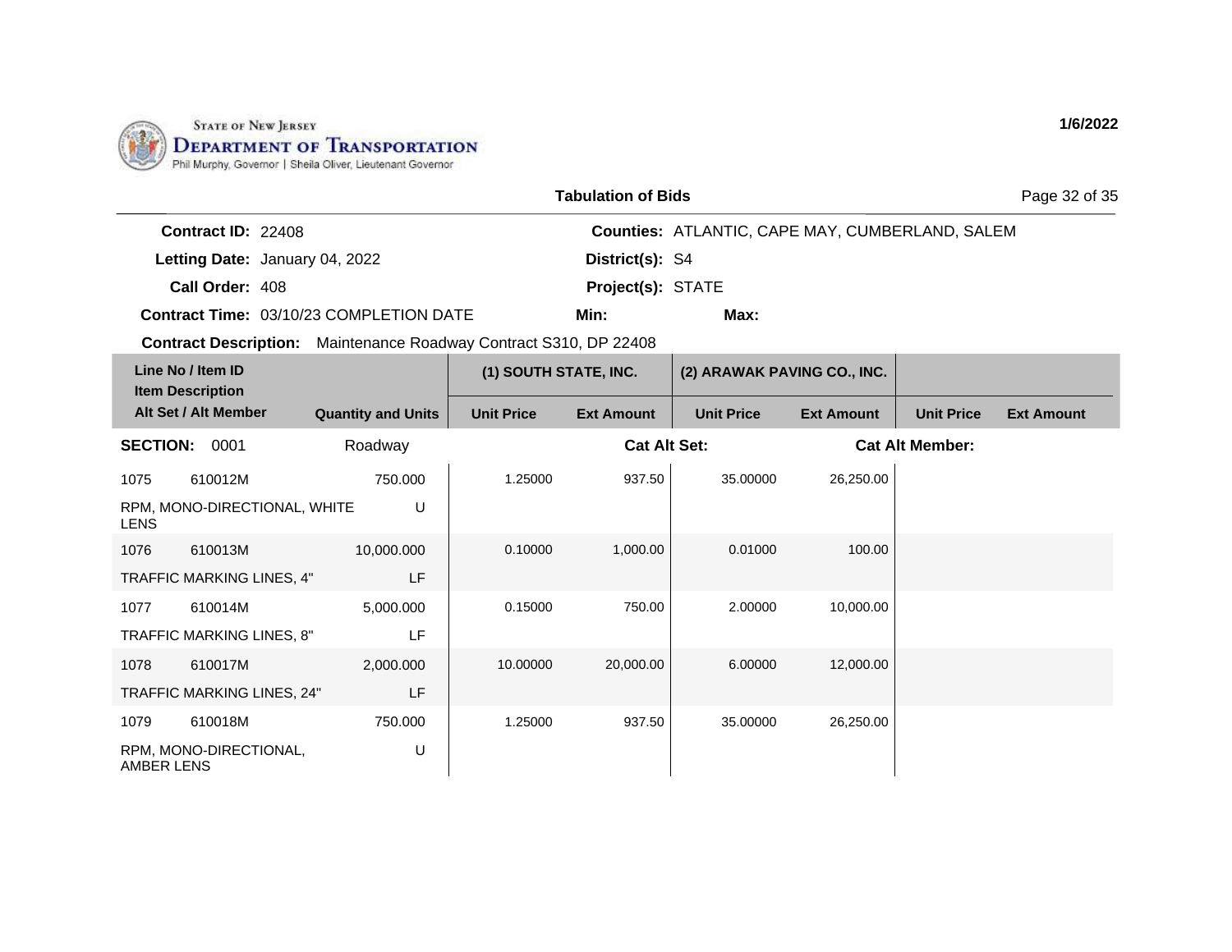STATE OF NEW JERSEY
**DEPARTMENT OF TRANSPORTATION**
Phil Murphy, Governor | Sheila Oliver, Lieutenant Governor

**1/6/2022**

**Tabulation of Bids**

**Contract ID:** 22408
**Letting Date:** January 04, 2022
**Call Order:** 408
**Contract Time:** 03/10/23 COMPLETION DATE

**Counties:** ATLANTIC, CAPE MAY, CUMBERLAND, SALEM
**District(s):** S4
**Project(s):** STATE
**Min:**
**Max:**

**Contract Description:** Maintenance Roadway Contract S310, DP 22408

| Line No / Item ID / Item Description / Alt Set / Alt Member | | Quantity and Units | (1) SOUTH STATE, INC. Unit Price | (1) SOUTH STATE, INC. Ext Amount | (2) ARAWAK PAVING CO., INC. Unit Price | (2) ARAWAK PAVING CO., INC. Ext Amount | Unit Price | Ext Amount |
|---|---|---|---|---|---|---|---|---|
| **SECTION:** 0001 | | Roadway | | **Cat Alt Set:** | | **Cat Alt Member:** | | |
| 1075 | 610012M | 750.000 | 1.25000 | 937.50 | 35.00000 | 26,250.00 | | |
| RPM, MONO-DIRECTIONAL, WHITE LENS | | U | | | | | | |
| 1076 | 610013M | 10,000.000 | 0.10000 | 1,000.00 | 0.01000 | 100.00 | | |
| TRAFFIC MARKING LINES, 4" | | LF | | | | | | |
| 1077 | 610014M | 5,000.000 | 0.15000 | 750.00 | 2.00000 | 10,000.00 | | |
| TRAFFIC MARKING LINES, 8" | | LF | | | | | | |
| 1078 | 610017M | 2,000.000 | 10.00000 | 20,000.00 | 6.00000 | 12,000.00 | | |
| TRAFFIC MARKING LINES, 24" | | LF | | | | | | |
| 1079 | 610018M | 750.000 | 1.25000 | 937.50 | 35.00000 | 26,250.00 | | |
| RPM, MONO-DIRECTIONAL, AMBER LENS | | U | | | | | | |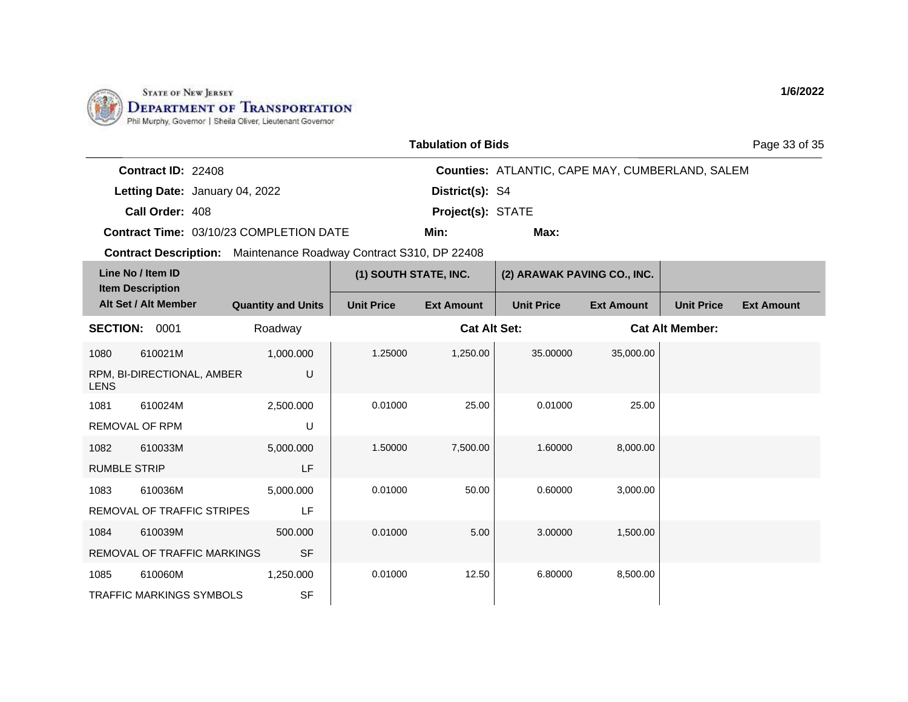State of New Jersey
Department of Transportation
Phil Murphy, Governor | Sheila Oliver, Lieutenant Governor

1/6/2022

**Tabulation of Bids**

**Contract ID:** 22408 | **Counties:** ATLANTIC, CAPE MAY, CUMBERLAND, SALEM
**Letting Date:** January 04, 2022 | **District(s):** S4
**Call Order:** 408 | **Project(s):** STATE
**Contract Time:** 03/10/23 COMPLETION DATE | **Min:** | **Max:**
**Contract Description:** Maintenance Roadway Contract S310, DP 22408

| Line No / Item ID / Item Description / Alt Set / Alt Member | | Quantity and Units | (1) SOUTH STATE, INC. | | (2) ARAWAK PAVING CO., INC. | | | |
|---|---|---|---|---|---|---|---|---|
| | | | Unit Price | Ext Amount | Unit Price | Ext Amount | Unit Price | Ext Amount |
| **SECTION:** 0001 | | Roadway | | **Cat Alt Set:** | | **Cat Alt Member:** | | |
| 1080 | 610021M | 1,000.000 | 1.25000 | 1,250.00 | 35.00000 | 35,000.00 | | |
| RPM, BI-DIRECTIONAL, AMBER LENS | | U | | | | | | |
| 1081 | 610024M | 2,500.000 | 0.01000 | 25.00 | 0.01000 | 25.00 | | |
| REMOVAL OF RPM | | U | | | | | | |
| 1082 | 610033M | 5,000.000 | 1.50000 | 7,500.00 | 1.60000 | 8,000.00 | | |
| RUMBLE STRIP | | LF | | | | | | |
| 1083 | 610036M | 5,000.000 | 0.01000 | 50.00 | 0.60000 | 3,000.00 | | |
| REMOVAL OF TRAFFIC STRIPES | | LF | | | | | | |
| 1084 | 610039M | 500.000 | 0.01000 | 5.00 | 3.00000 | 1,500.00 | | |
| REMOVAL OF TRAFFIC MARKINGS | | SF | | | | | | |
| 1085 | 610060M | 1,250.000 | 0.01000 | 12.50 | 6.80000 | 8,500.00 | | |
| TRAFFIC MARKINGS SYMBOLS | | SF | | | | | | |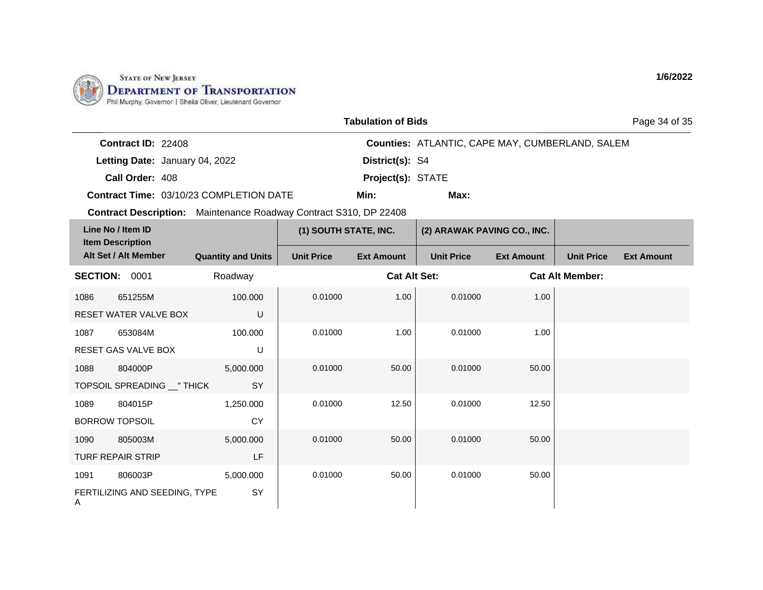STATE OF NEW JERSEY
DEPARTMENT OF TRANSPORTATION
Phil Murphy, Governor | Sheila Oliver, Lieutenant Governor

1/6/2022

## Tabulation of Bids

**Contract ID:** 22408
**Letting Date:** January 04, 2022
**Call Order:** 408
**Contract Time:** 03/10/23 COMPLETION DATE
**Contract Description:** Maintenance Roadway Contract S310, DP 22408

**Counties:** ATLANTIC, CAPE MAY, CUMBERLAND, SALEM
**District(s):** S4
**Project(s):** STATE
**Min:**
**Max:**

| Line No / Item ID / Item Description / Alt Set / Alt Member | Quantity and Units | (1) SOUTH STATE, INC. Unit Price | (1) SOUTH STATE, INC. Ext Amount | (2) ARAWAK PAVING CO., INC. Unit Price | (2) ARAWAK PAVING CO., INC. Ext Amount | Unit Price | Ext Amount |
|---|---|---|---|---|---|---|---|
| **SECTION:** 0001 | Roadway | | **Cat Alt Set:** | | **Cat Alt Member:** | | |
| 1086 651255M RESET WATER VALVE BOX | 100.000 U | 0.01000 | 1.00 | 0.01000 | 1.00 | | |
| 1087 653084M RESET GAS VALVE BOX | 100.000 U | 0.01000 | 1.00 | 0.01000 | 1.00 | | |
| 1088 804000P TOPSOIL SPREADING __" THICK | 5,000.000 SY | 0.01000 | 50.00 | 0.01000 | 50.00 | | |
| 1089 804015P BORROW TOPSOIL | 1,250.000 CY | 0.01000 | 12.50 | 0.01000 | 12.50 | | |
| 1090 805003M TURF REPAIR STRIP | 5,000.000 LF | 0.01000 | 50.00 | 0.01000 | 50.00 | | |
| 1091 806003P FERTILIZING AND SEEDING, TYPE A | 5,000.000 SY | 0.01000 | 50.00 | 0.01000 | 50.00 | | |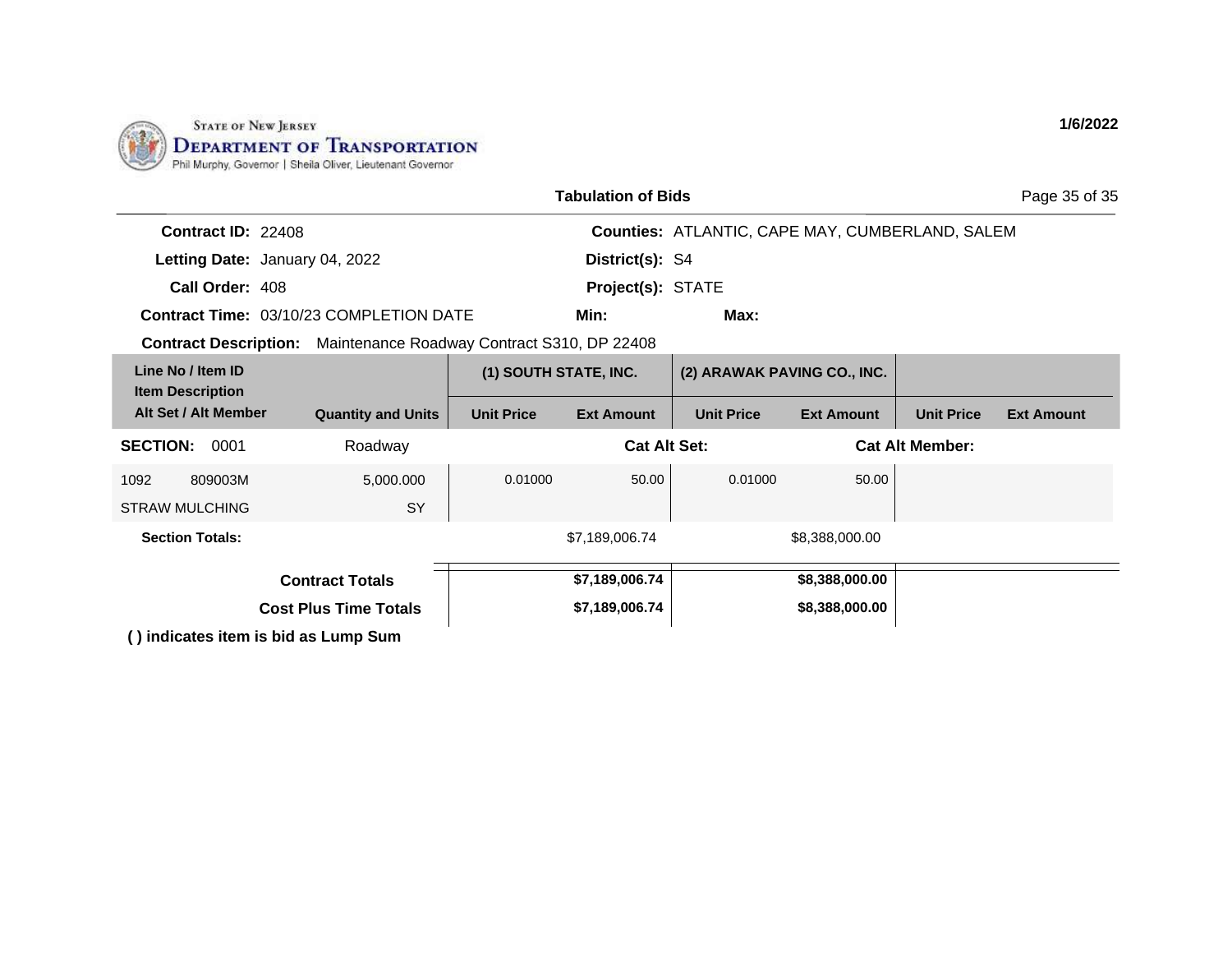STATE OF NEW JERSEY
DEPARTMENT OF TRANSPORTATION
Phil Murphy, Governor | Sheila Oliver, Lieutenant Governor

1/6/2022

## Tabulation of Bids

**Contract ID:** 22408
**Letting Date:** January 04, 2022
**Call Order:** 408
**Contract Time:** 03/10/23 COMPLETION DATE
**Contract Description:** Maintenance Roadway Contract S310, DP 22408

**Counties:** ATLANTIC, CAPE MAY, CUMBERLAND, SALEM
**District(s):** S4
**Project(s):** STATE
**Min:**
**Max:**

| Line No / Item ID<br>Item Description<br>Alt Set / Alt Member | Quantity and Units | (1) SOUTH STATE, INC. Unit Price | (1) SOUTH STATE, INC. Ext Amount | (2) ARAWAK PAVING CO., INC. Unit Price | (2) ARAWAK PAVING CO., INC. Ext Amount | Unit Price | Ext Amount |
|---|---|---|---|---|---|---|---|
| **SECTION:** 0001 | Roadway | | **Cat Alt Set:** | | | **Cat Alt Member:** | |
| 1092 809003M<br>STRAW MULCHING | 5,000.000<br>SY | 0.01000 | 50.00 | 0.01000 | 50.00 | | |
| **Section Totals:** | | | $7,189,006.74 | | $8,388,000.00 | | |
| **Contract Totals** | | | **$7,189,006.74** | | **$8,388,000.00** | | |
| **Cost Plus Time Totals** | | | **$7,189,006.74** | | **$8,388,000.00** | | |

**( ) indicates item is bid as Lump Sum**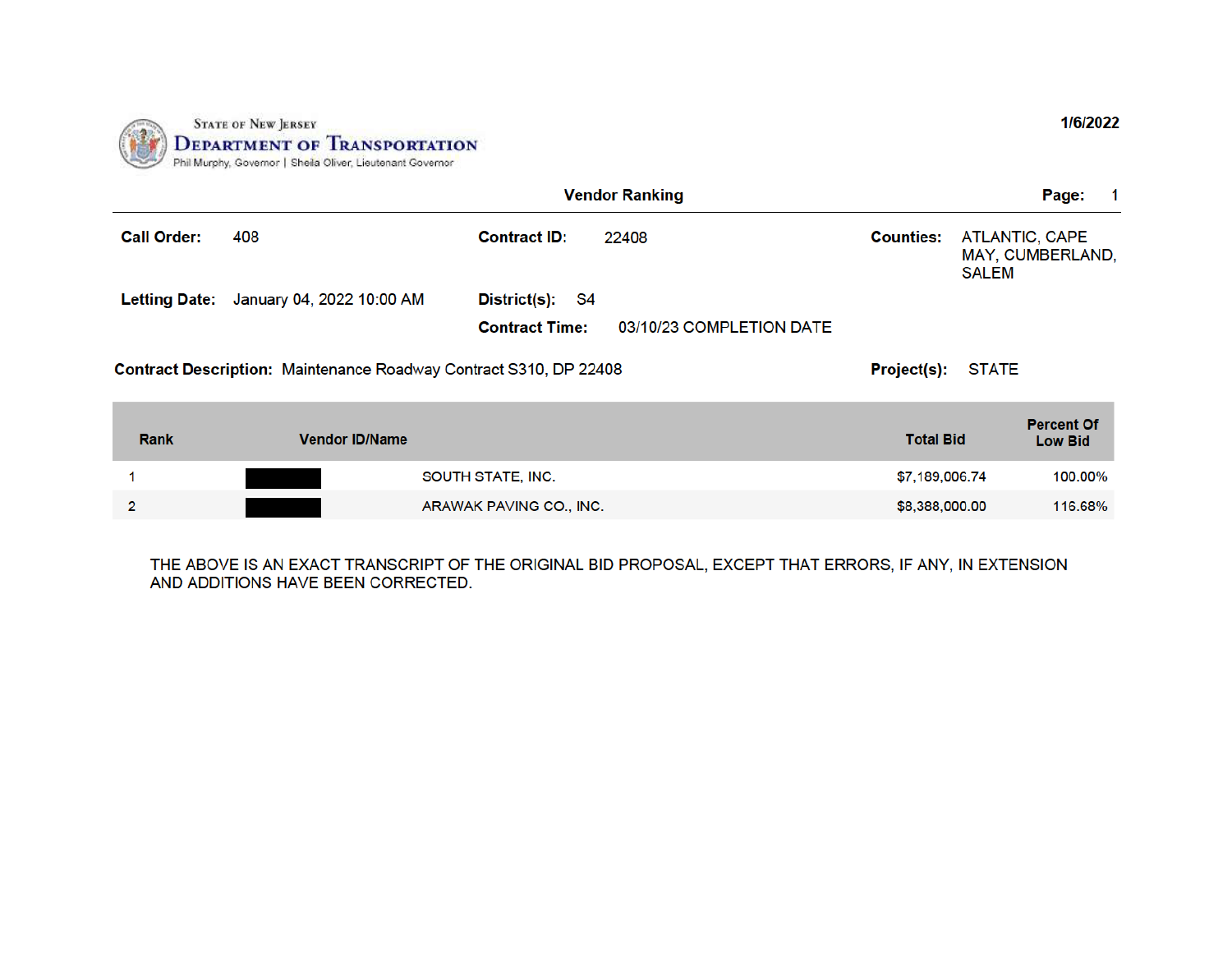State of New Jersey
Department of Transportation
Phil Murphy, Governor | Sheila Oliver, Lieutenant Governor

1/6/2022

## Vendor Ranking

**Call Order:** 408

**Contract ID:** 22408

**Counties:** ATLANTIC, CAPE MAY, CUMBERLAND, SALEM

**Letting Date:** January 04, 2022 10:00 AM

**District(s):** S4

**Contract Time:** 03/10/23 COMPLETION DATE

**Contract Description:** Maintenance Roadway Contract S310, DP 22408

**Project(s):** STATE

| Rank | Vendor ID/Name | | Total Bid | Percent Of Low Bid |
|---|---|---|---|---|
| 1 | | SOUTH STATE, INC. | $7,189,006.74 | 100.00% |
| 2 | | ARAWAK PAVING CO., INC. | $8,388,000.00 | 116.68% |

THE ABOVE IS AN EXACT TRANSCRIPT OF THE ORIGINAL BID PROPOSAL, EXCEPT THAT ERRORS, IF ANY, IN EXTENSION AND ADDITIONS HAVE BEEN CORRECTED.